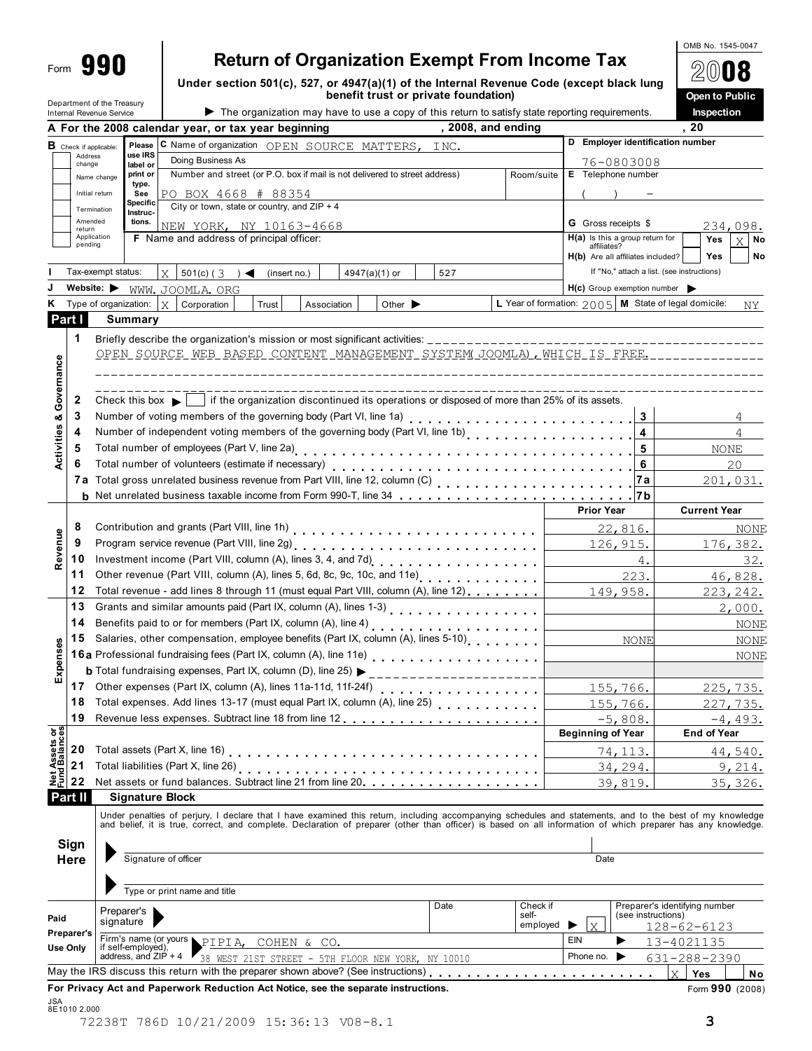Form **990**

# Return of Organization Exempt From Income Tax

**Under section 501(c), 527, or 4947(a)(1) of the Internal Revenue Code (except black lung benefit trust or private foundation)**

Department of the Treasury
Internal Revenue Service

▶ The organization may have to use a copy of this return to satisfy state reporting requirements.

OMB No. 1545-0047

**2008**

**Open to Public Inspection**

**A For the 2008 calendar year, or tax year beginning , 2008, and ending , 20**

**B** Check if applicable: Address change; Name change; Initial return; Termination; Amended return; Application pending

Please use IRS label or print or type. See Specific Instructions.

**C** Name of organization: OPEN SOURCE MATTERS, INC.

Doing Business As

Number and street (or P.O. box if mail is not delivered to street address): PO BOX 4668 # 88354 — Room/suite

City or town, state or country, and ZIP + 4: NEW YORK, NY 10163-4668

**D** Employer identification number: 76-0803008

**E** Telephone number: ( ) -

**G** Gross receipts $ 234,098.

**F** Name and address of principal officer:

**H(a)** Is this a group return for affiliates? Yes [ ] No [X]

**H(b)** Are all affiliates included? Yes [ ] No [ ]
If "No," attach a list. (see instructions)

**I** Tax-exempt status: [X] 501(c) ( 3 ) ◀ (insert no.) [ ] 4947(a)(1) or [ ] 527

**J** Website: ▶ WWW.JOOMLA.ORG

**H(c)** Group exemption number ▶

**K** Type of organization: [X] Corporation [ ] Trust [ ] Association [ ] Other ▶

**L** Year of formation: 2005 **M** State of legal domicile: NY

## Part I Summary

### Activities & Governance

1 Briefly describe the organization's mission or most significant activities: OPEN SOURCE WEB BASED CONTENT MANAGEMENT SYSTEM(JOOMLA),WHICH IS FREE.

2 Check this box ▶ [ ] if the organization discontinued its operations or disposed of more than 25% of its assets.

| | | Line | |
|---|---|---|---|
| 3 | Number of voting members of the governing body (Part VI, line 1a) | 3 | 4 |
| 4 | Number of independent voting members of the governing body (Part VI, line 1b) | 4 | 4 |
| 5 | Total number of employees (Part V, line 2a) | 5 | NONE |
| 6 | Total number of volunteers (estimate if necessary) | 6 | 20 |
| 7a | Total gross unrelated business revenue from Part VIII, line 12, column (C) | 7a | 201,031. |
| b | Net unrelated business taxable income from Form 990-T, line 34 | 7b | |

### Revenue

| | | Prior Year | Current Year |
|---|---|---|---|
| 8 | Contribution and grants (Part VIII, line 1h) | 22,816. | NONE |
| 9 | Program service revenue (Part VIII, line 2g) | 126,915. | 176,382. |
| 10 | Investment income (Part VIII, column (A), lines 3, 4, and 7d) | 4. | 32. |
| 11 | Other revenue (Part VIII, column (A), lines 5, 6d, 8c, 9c, 10c, and 11e) | 223. | 46,828. |
| 12 | Total revenue - add lines 8 through 11 (must equal Part VIII, column (A), line 12) | 149,958. | 223,242. |

### Expenses

| | | Prior Year | Current Year |
|---|---|---|---|
| 13 | Grants and similar amounts paid (Part IX, column (A), lines 1-3) | | 2,000. |
| 14 | Benefits paid to or for members (Part IX, column (A), line 4) | | NONE |
| 15 | Salaries, other compensation, employee benefits (Part IX, column (A), lines 5-10) | NONE | NONE |
| 16a | Professional fundraising fees (Part IX, column (A), line 11e) | | NONE |
| b | Total fundraising expenses, Part IX, column (D), line 25) ▶ | | |
| 17 | Other expenses (Part IX, column (A), lines 11a-11d, 11f-24f) | 155,766. | 225,735. |
| 18 | Total expenses. Add lines 13-17 (must equal Part IX, column (A), line 25) | 155,766. | 227,735. |
| 19 | Revenue less expenses. Subtract line 18 from line 12 | -5,808. | -4,493. |

### Net Assets or Fund Balances

| | | Beginning of Year | End of Year |
|---|---|---|---|
| 20 | Total assets (Part X, line 16) | 74,113. | 44,540. |
| 21 | Total liabilities (Part X, line 26) | 34,294. | 9,214. |
| 22 | Net assets or fund balances. Subtract line 21 from line 20 | 39,819. | 35,326. |

## Part II Signature Block

Under penalties of perjury, I declare that I have examined this return, including accompanying schedules and statements, and to the best of my knowledge and belief, it is true, correct, and complete. Declaration of preparer (other than officer) is based on all information of which preparer has any knowledge.

**Sign Here**

Signature of officer — Date

Type or print name and title

**Paid Preparer's Use Only**

Preparer's signature — Date — Check if self-employed ▶ [X] — Preparer's identifying number (see instructions): 128-62-6123

Firm's name (or yours if self-employed), address, and ZIP + 4: PIPIA, COHEN & CO. 38 WEST 21ST STREET - 5TH FLOOR NEW YORK, NY 10010

EIN ▶ 13-4021135

Phone no. ▶ 631-288-2390

May the IRS discuss this return with the preparer shown above? (See instructions) [X] Yes [ ] No

**For Privacy Act and Paperwork Reduction Act Notice, see the separate instructions.** Form **990** (2008)

JSA
8E1010 2.000

72238T 786D 10/21/2009 15:36:13 V08-8.1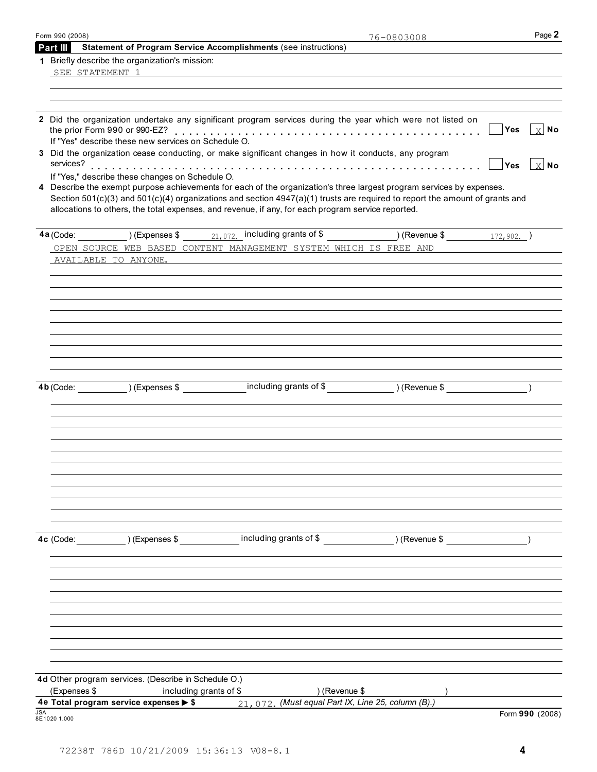Form 990 (2008) 76-0803008

## Part III Statement of Program Service Accomplishments (see instructions)

**1** Briefly describe the organization's mission:

SEE STATEMENT 1

**2** Did the organization undertake any significant program services during the year which were not listed on the prior Form 990 or 990-EZ? ☐ Yes ☒ No

If "Yes" describe these new services on Schedule O.

**3** Did the organization cease conducting, or make significant changes in how it conducts, any program services? ☐ Yes ☒ No

If "Yes," describe these changes on Schedule O.

**4** Describe the exempt purpose achievements for each of the organization's three largest program services by expenses. Section 501(c)(3) and 501(c)(4) organizations and section 4947(a)(1) trusts are required to report the amount of grants and allocations to others, the total expenses, and revenue, if any, for each program service reported.

**4a** (Code: ) (Expenses $ 21,072. including grants of $ ) (Revenue $ 172,902. )

OPEN SOURCE WEB BASED CONTENT MANAGEMENT SYSTEM WHICH IS FREE AND AVAILABLE TO ANYONE.

**4b** (Code: ) (Expenses $ including grants of $ ) (Revenue $ )

**4c** (Code: ) (Expenses $ including grants of $ ) (Revenue $ )

**4d** Other program services. (Describe in Schedule O.)

(Expenses $ including grants of $ ) (Revenue $ )

**4e Total program service expenses ▶ $** 21,072. *(Must equal Part IX, Line 25, column (B).)*

Form **990** (2008)

72238T 786D 10/21/2009 15:36:13 V08-8.1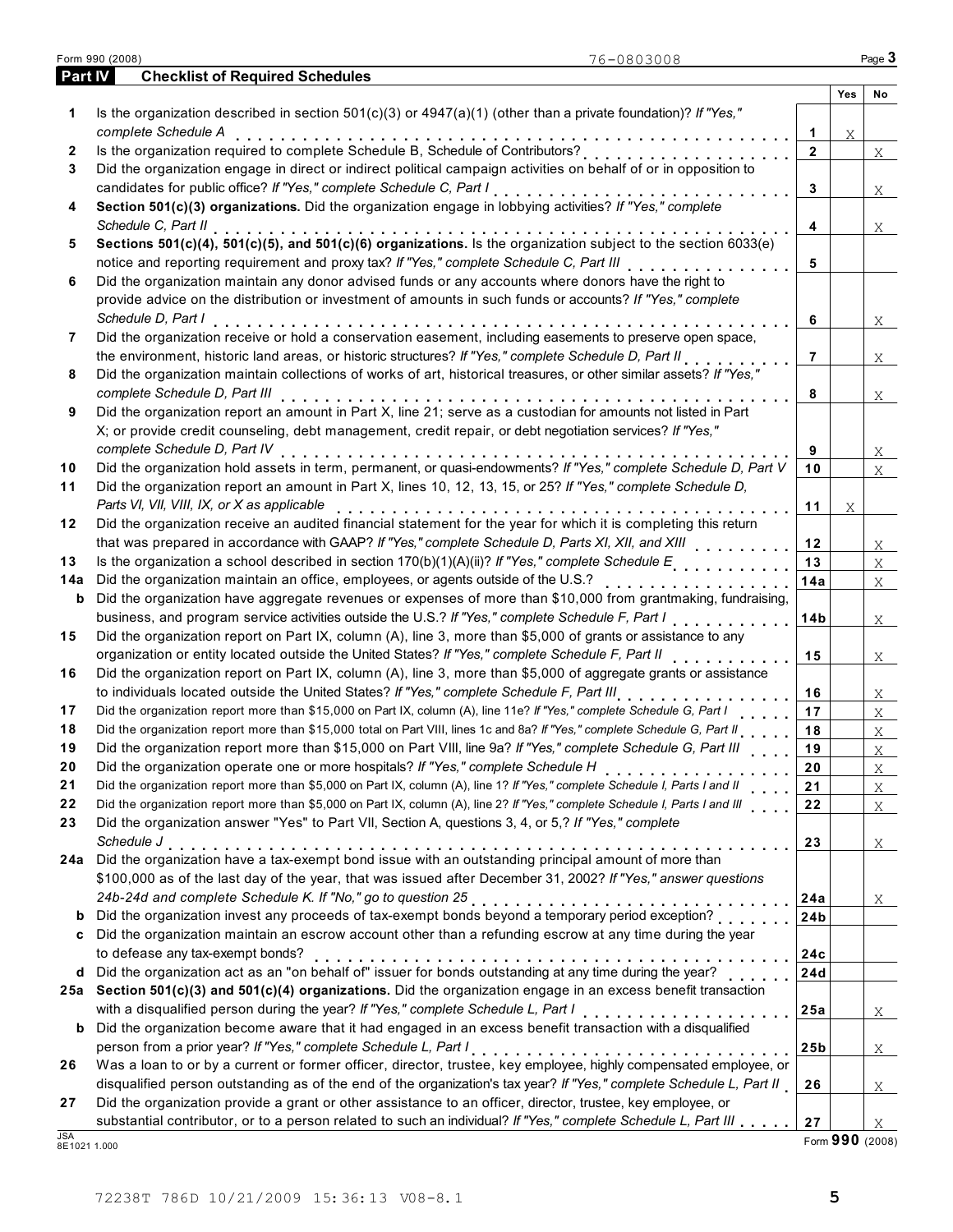Form 990 (2008) 76-0803008

## Part IV Checklist of Required Schedules

| | | | Yes | No |
|---|---|---|---|---|
| 1 | Is the organization described in section 501(c)(3) or 4947(a)(1) (other than a private foundation)? *If "Yes," complete Schedule A* | 1 | X | |
| 2 | Is the organization required to complete Schedule B, Schedule of Contributors? | 2 | | X |
| 3 | Did the organization engage in direct or indirect political campaign activities on behalf of or in opposition to candidates for public office? *If "Yes," complete Schedule C, Part I* | 3 | | X |
| 4 | **Section 501(c)(3) organizations.** Did the organization engage in lobbying activities? *If "Yes," complete Schedule C, Part II* | 4 | | X |
| 5 | **Sections 501(c)(4), 501(c)(5), and 501(c)(6) organizations.** Is the organization subject to the section 6033(e) notice and reporting requirement and proxy tax? *If "Yes," complete Schedule C, Part III* | 5 | | |
| 6 | Did the organization maintain any donor advised funds or any accounts where donors have the right to provide advice on the distribution or investment of amounts in such funds or accounts? *If "Yes," complete Schedule D, Part I* | 6 | | X |
| 7 | Did the organization receive or hold a conservation easement, including easements to preserve open space, the environment, historic land areas, or historic structures? *If "Yes," complete Schedule D, Part II* | 7 | | X |
| 8 | Did the organization maintain collections of works of art, historical treasures, or other similar assets? *If "Yes," complete Schedule D, Part III* | 8 | | X |
| 9 | Did the organization report an amount in Part X, line 21; serve as a custodian for amounts not listed in Part X; or provide credit counseling, debt management, credit repair, or debt negotiation services? *If "Yes," complete Schedule D, Part IV* | 9 | | X |
| 10 | Did the organization hold assets in term, permanent, or quasi-endowments? *If "Yes," complete Schedule D, Part V* | 10 | | X |
| 11 | Did the organization report an amount in Part X, lines 10, 12, 13, 15, or 25? *If "Yes," complete Schedule D, Parts VI, VII, VIII, IX, or X as applicable* | 11 | X | |
| 12 | Did the organization receive an audited financial statement for the year for which it is completing this return that was prepared in accordance with GAAP? *If "Yes," complete Schedule D, Parts XI, XII, and XIII* | 12 | | X |
| 13 | Is the organization a school described in section 170(b)(1)(A)(ii)? *If "Yes," complete Schedule E* | 13 | | X |
| 14a | Did the organization maintain an office, employees, or agents outside of the U.S.? | 14a | | X |
| b | Did the organization have aggregate revenues or expenses of more than $10,000 from grantmaking, fundraising, business, and program service activities outside the U.S.? *If "Yes," complete Schedule F, Part I* | 14b | | X |
| 15 | Did the organization report on Part IX, column (A), line 3, more than $5,000 of grants or assistance to any organization or entity located outside the United States? *If "Yes," complete Schedule F, Part II* | 15 | | X |
| 16 | Did the organization report on Part IX, column (A), line 3, more than $5,000 of aggregate grants or assistance to individuals located outside the United States? *If "Yes," complete Schedule F, Part III* | 16 | | X |
| 17 | Did the organization report more than $15,000 on Part IX, column (A), line 11e? *If "Yes," complete Schedule G, Part I* | 17 | | X |
| 18 | Did the organization report more than $15,000 total on Part VIII, lines 1c and 8a? *If "Yes," complete Schedule G, Part II* | 18 | | X |
| 19 | Did the organization report more than $15,000 on Part VIII, line 9a? *If "Yes," complete Schedule G, Part III* | 19 | | X |
| 20 | Did the organization operate one or more hospitals? *If "Yes," complete Schedule H* | 20 | | X |
| 21 | Did the organization report more than $5,000 on Part IX, column (A), line 1? *If "Yes," complete Schedule I, Parts I and II* | 21 | | X |
| 22 | Did the organization report more than $5,000 on Part IX, column (A), line 2? *If "Yes," complete Schedule I, Parts I and III* | 22 | | X |
| 23 | Did the organization answer "Yes" to Part VII, Section A, questions 3, 4, or 5,? *If "Yes," complete Schedule J* | 23 | | X |
| 24a | Did the organization have a tax-exempt bond issue with an outstanding principal amount of more than $100,000 as of the last day of the year, that was issued after December 31, 2002? *If "Yes," answer questions 24b-24d and complete Schedule K. If "No," go to question 25* | 24a | | X |
| b | Did the organization invest any proceeds of tax-exempt bonds beyond a temporary period exception? | 24b | | |
| c | Did the organization maintain an escrow account other than a refunding escrow at any time during the year to defease any tax-exempt bonds? | 24c | | |
| d | Did the organization act as an "on behalf of" issuer for bonds outstanding at any time during the year? | 24d | | |
| 25a | **Section 501(c)(3) and 501(c)(4) organizations.** Did the organization engage in an excess benefit transaction with a disqualified person during the year? *If "Yes," complete Schedule L, Part I* | 25a | | X |
| b | Did the organization become aware that it had engaged in an excess benefit transaction with a disqualified person from a prior year? *If "Yes," complete Schedule L, Part I* | 25b | | X |
| 26 | Was a loan to or by a current or former officer, director, trustee, key employee, highly compensated employee, or disqualified person outstanding as of the end of the organization's tax year? *If "Yes," complete Schedule L, Part II* | 26 | | X |
| 27 | Did the organization provide a grant or other assistance to an officer, director, trustee, key employee, or substantial contributor, or to a person related to such an individual? *If "Yes," complete Schedule L, Part III* | 27 | | X |

JSA
8E1021 1.000

Form **990** (2008)

72238T 786D 10/21/2009 15:36:13 V08-8.1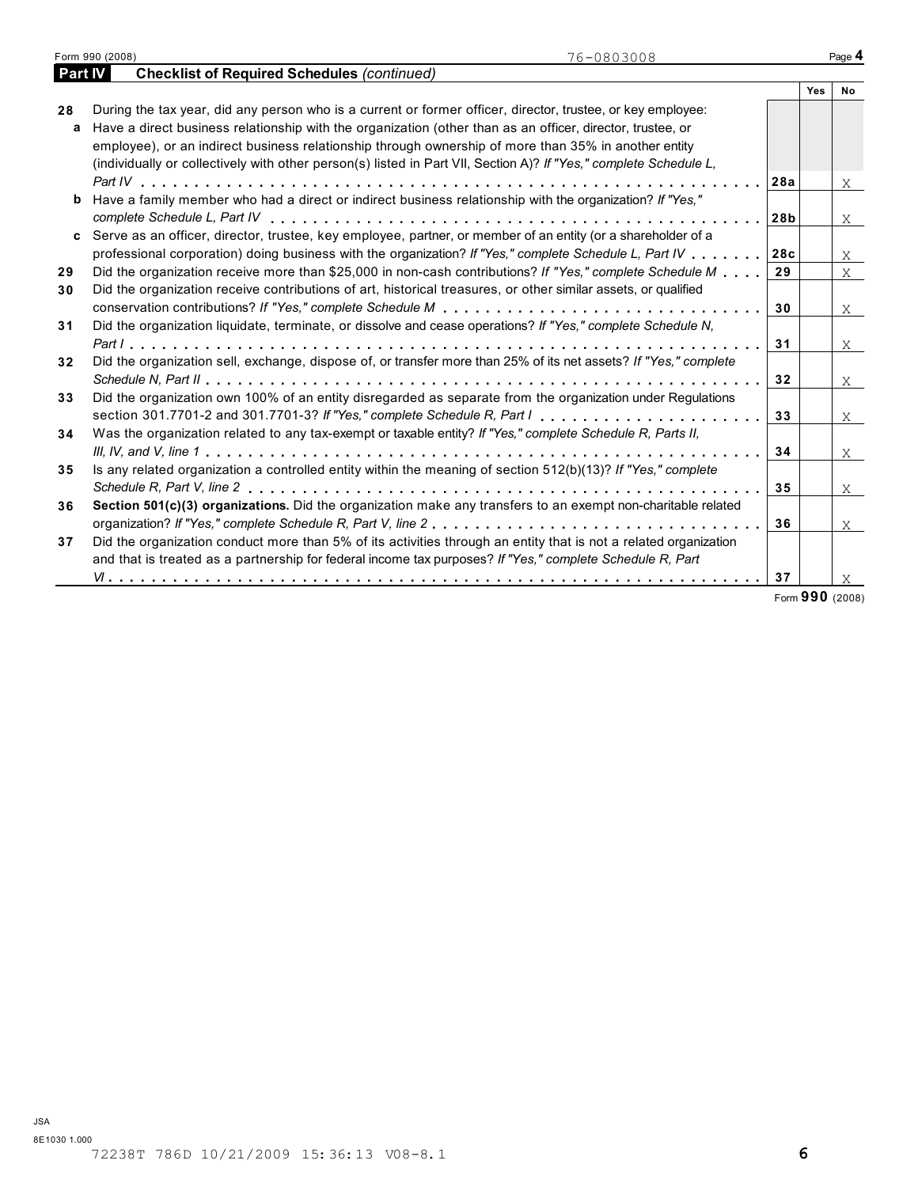Form 990 (2008) 76-0803008

## Part IV Checklist of Required Schedules *(continued)*

| | | | Yes | No |
|---|---|---|---|---|
| **28** | During the tax year, did any person who is a current or former officer, director, trustee, or key employee: | | | |
| **a** | Have a direct business relationship with the organization (other than as an officer, director, trustee, or employee), or an indirect business relationship through ownership of more than 35% in another entity (individually or collectively with other person(s) listed in Part VII, Section A)? *If "Yes," complete Schedule L, Part IV* | 28a | | X |
| **b** | Have a family member who had a direct or indirect business relationship with the organization? *If "Yes," complete Schedule L, Part IV* | 28b | | X |
| **c** | Serve as an officer, director, trustee, key employee, partner, or member of an entity (or a shareholder of a professional corporation) doing business with the organization? *If "Yes," complete Schedule L, Part IV* | 28c | | X |
| **29** | Did the organization receive more than $25,000 in non-cash contributions? *If "Yes," complete Schedule M* | 29 | | X |
| **30** | Did the organization receive contributions of art, historical treasures, or other similar assets, or qualified conservation contributions? *If "Yes," complete Schedule M* | 30 | | X |
| **31** | Did the organization liquidate, terminate, or dissolve and cease operations? *If "Yes," complete Schedule N, Part I* | 31 | | X |
| **32** | Did the organization sell, exchange, dispose of, or transfer more than 25% of its net assets? *If "Yes," complete Schedule N, Part II* | 32 | | X |
| **33** | Did the organization own 100% of an entity disregarded as separate from the organization under Regulations section 301.7701-2 and 301.7701-3? *If "Yes," complete Schedule R, Part I* | 33 | | X |
| **34** | Was the organization related to any tax-exempt or taxable entity? *If "Yes," complete Schedule R, Parts II, III, IV, and V, line 1* | 34 | | X |
| **35** | Is any related organization a controlled entity within the meaning of section 512(b)(13)? *If "Yes," complete Schedule R, Part V, line 2* | 35 | | X |
| **36** | **Section 501(c)(3) organizations.** Did the organization make any transfers to an exempt non-charitable related organization? *If "Yes," complete Schedule R, Part V, line 2* | 36 | | X |
| **37** | Did the organization conduct more than 5% of its activities through an entity that is not a related organization and that is treated as a partnership for federal income tax purposes? *If "Yes," complete Schedule R, Part VI* | 37 | | X |

Form **990** (2008)

JSA
8E1030 1.000
72238T 786D 10/21/2009 15:36:13 V08-8.1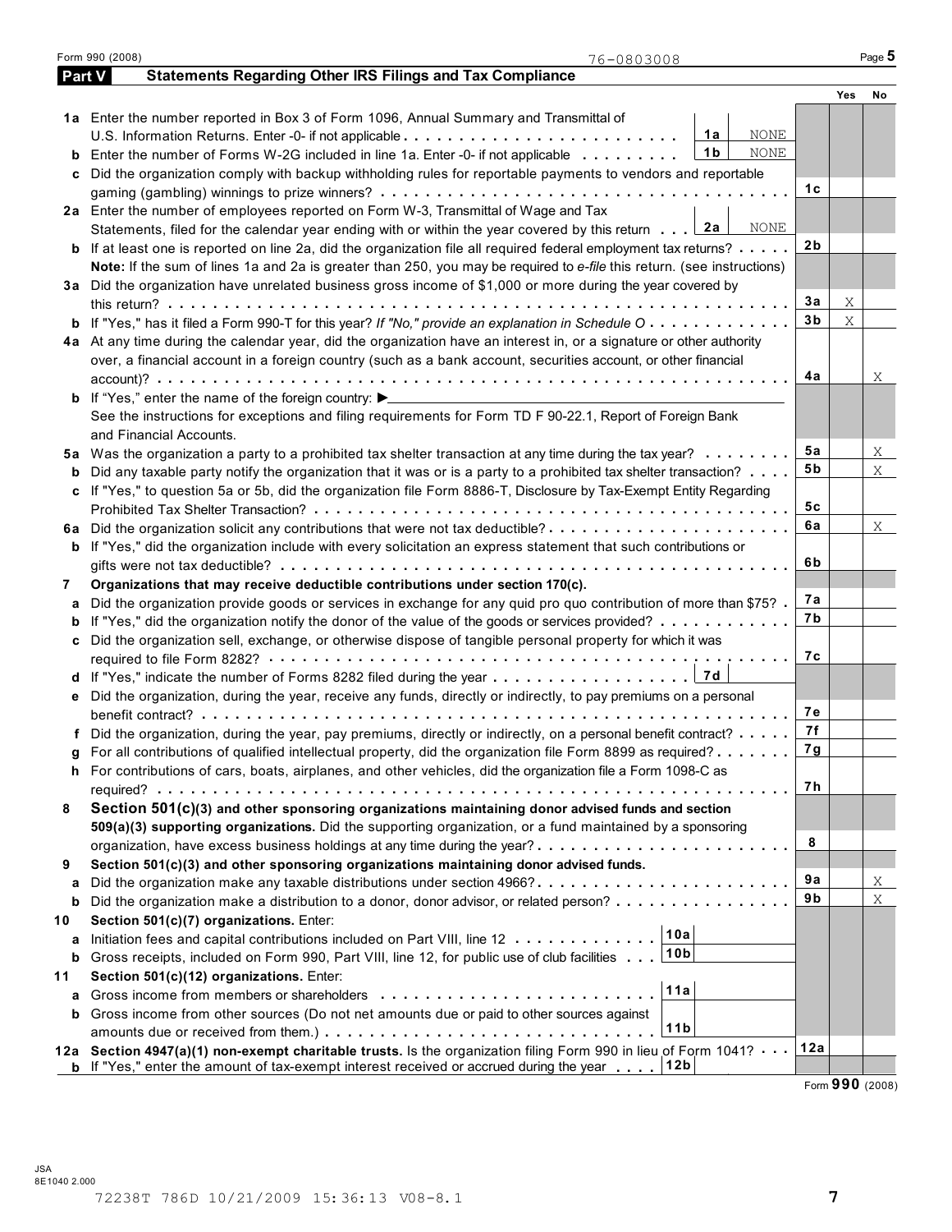Form 990 (2008) 76-0803008 Page 5

## Part V Statements Regarding Other IRS Filings and Tax Compliance

| | | | | Yes | No |
|---|---|---|---|---|---|
| **1a** | Enter the number reported in Box 3 of Form 1096, Annual Summary and Transmittal of U.S. Information Returns. Enter -0- if not applicable | 1a | NONE | | |
| **b** | Enter the number of Forms W-2G included in line 1a. Enter -0- if not applicable | 1b | NONE | | |
| **c** | Did the organization comply with backup withholding rules for reportable payments to vendors and reportable gaming (gambling) winnings to prize winners? | | | | |
| | | 1c | | | |
| **2a** | Enter the number of employees reported on Form W-3, Transmittal of Wage and Tax Statements, filed for the calendar year ending with or within the year covered by this return | 2a | NONE | | |
| **b** | If at least one is reported on line 2a, did the organization file all required federal employment tax returns? | 2b | | | |
| | **Note:** If the sum of lines 1a and 2a is greater than 250, you may be required to *e-file* this return. (see instructions) | | | | |
| **3a** | Did the organization have unrelated business gross income of $1,000 or more during the year covered by this return? | 3a | | X | |
| **b** | If "Yes," has it filed a Form 990-T for this year? *If "No," provide an explanation in Schedule O* | 3b | | X | |
| **4a** | At any time during the calendar year, did the organization have an interest in, or a signature or other authority over, a financial account in a foreign country (such as a bank account, securities account, or other financial account)? | 4a | | | X |
| **b** | If "Yes," enter the name of the foreign country: ▶ See the instructions for exceptions and filing requirements for Form TD F 90-22.1, Report of Foreign Bank and Financial Accounts. | | | | |
| **5a** | Was the organization a party to a prohibited tax shelter transaction at any time during the tax year? | 5a | | | X |
| **b** | Did any taxable party notify the organization that it was or is a party to a prohibited tax shelter transaction? | 5b | | | X |
| **c** | If "Yes," to question 5a or 5b, did the organization file Form 8886-T, Disclosure by Tax-Exempt Entity Regarding Prohibited Tax Shelter Transaction? | 5c | | | |
| **6a** | Did the organization solicit any contributions that were not tax deductible? | 6a | | | X |
| **b** | If "Yes," did the organization include with every solicitation an express statement that such contributions or gifts were not tax deductible? | 6b | | | |
| **7** | **Organizations that may receive deductible contributions under section 170(c).** | | | | |
| **a** | Did the organization provide goods or services in exchange for any quid pro quo contribution of more than $75? | 7a | | | |
| **b** | If "Yes," did the organization notify the donor of the value of the goods or services provided? | 7b | | | |
| **c** | Did the organization sell, exchange, or otherwise dispose of tangible personal property for which it was required to file Form 8282? | 7c | | | |
| **d** | If "Yes," indicate the number of Forms 8282 filed during the year | 7d | | | |
| **e** | Did the organization, during the year, receive any funds, directly or indirectly, to pay premiums on a personal benefit contract? | 7e | | | |
| **f** | Did the organization, during the year, pay premiums, directly or indirectly, on a personal benefit contract? | 7f | | | |
| **g** | For all contributions of qualified intellectual property, did the organization file Form 8899 as required? | 7g | | | |
| **h** | For contributions of cars, boats, airplanes, and other vehicles, did the organization file a Form 1098-C as required? | 7h | | | |
| **8** | **Section 501(c)(3) and other sponsoring organizations maintaining donor advised funds and section 509(a)(3) supporting organizations.** Did the supporting organization, or a fund maintained by a sponsoring organization, have excess business holdings at any time during the year? | 8 | | | |
| **9** | **Section 501(c)(3) and other sponsoring organizations maintaining donor advised funds.** | | | | |
| **a** | Did the organization make any taxable distributions under section 4966? | 9a | | | X |
| **b** | Did the organization make a distribution to a donor, donor advisor, or related person? | 9b | | | X |
| **10** | **Section 501(c)(7) organizations.** Enter: | | | | |
| **a** | Initiation fees and capital contributions included on Part VIII, line 12 | 10a | | | |
| **b** | Gross receipts, included on Form 990, Part VIII, line 12, for public use of club facilities | 10b | | | |
| **11** | **Section 501(c)(12) organizations.** Enter: | | | | |
| **a** | Gross income from members or shareholders | 11a | | | |
| **b** | Gross income from other sources (Do not net amounts due or paid to other sources against amounts due or received from them.) | 11b | | | |
| **12a** | **Section 4947(a)(1) non-exempt charitable trusts.** Is the organization filing Form 990 in lieu of Form 1041? | 12a | | | |
| **b** | If "Yes," enter the amount of tax-exempt interest received or accrued during the year | 12b | | | |

Form **990** (2008)

JSA 8E1040 2.000

72238T 786D 10/21/2009 15:36:13 V08-8.1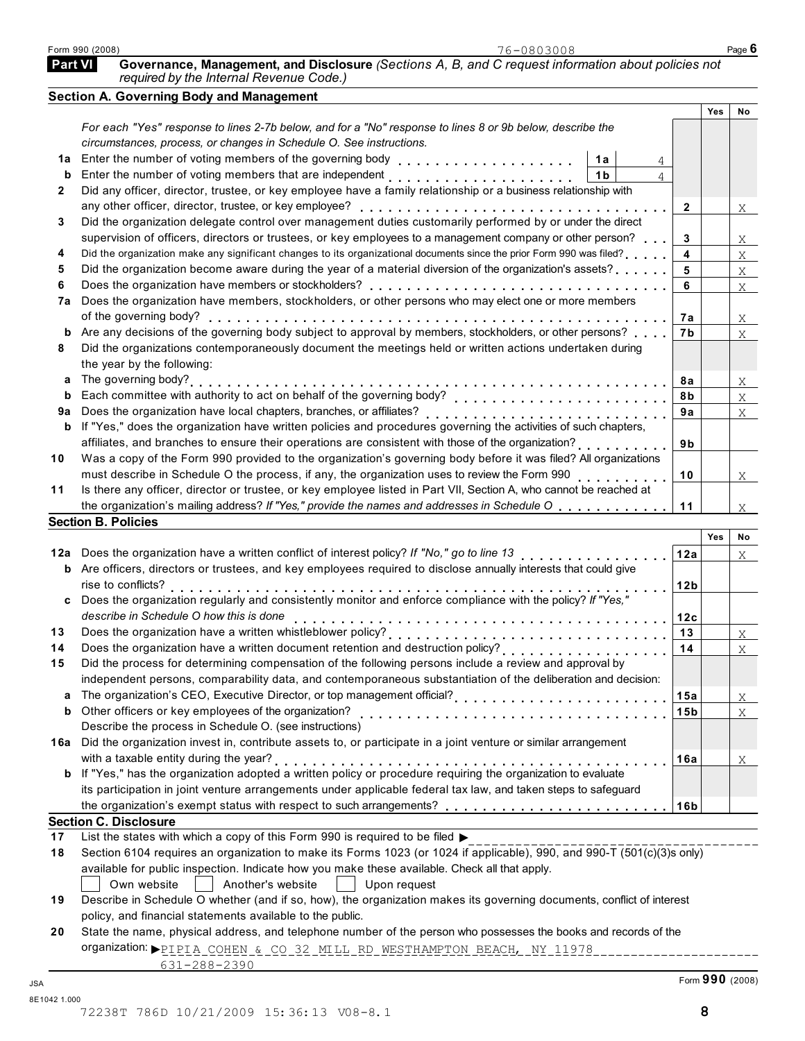Form 990 (2008) 76-0803008 Page 6

## Part VI Governance, Management, and Disclosure *(Sections A, B, and C request information about policies not required by the Internal Revenue Code.)*

### Section A. Governing Body and Management

| | | | Yes | No |
|---|---|---|---|---|
| | *For each "Yes" response to lines 2-7b below, and for a "No" response to lines 8 or 9b below, describe the circumstances, process, or changes in Schedule O. See instructions.* | | | |
| 1a | Enter the number of voting members of the governing body . . . 1a: 4 | | | |
| b | Enter the number of voting members that are independent . . . 1b: 4 | | | |
| 2 | Did any officer, director, trustee, or key employee have a family relationship or a business relationship with any other officer, director, trustee, or key employee? | 2 | | X |
| 3 | Did the organization delegate control over management duties customarily performed by or under the direct supervision of officers, directors or trustees, or key employees to a management company or other person? | 3 | | X |
| 4 | Did the organization make any significant changes to its organizational documents since the prior Form 990 was filed? | 4 | | X |
| 5 | Did the organization become aware during the year of a material diversion of the organization's assets? | 5 | | X |
| 6 | Does the organization have members or stockholders? | 6 | | X |
| 7a | Does the organization have members, stockholders, or other persons who may elect one or more members of the governing body? | 7a | | X |
| b | Are any decisions of the governing body subject to approval by members, stockholders, or other persons? | 7b | | X |
| 8 | Did the organizations contemporaneously document the meetings held or written actions undertaken during the year by the following: | | | |
| a | The governing body? | 8a | | X |
| b | Each committee with authority to act on behalf of the governing body? | 8b | | X |
| 9a | Does the organization have local chapters, branches, or affiliates? | 9a | | X |
| b | If "Yes," does the organization have written policies and procedures governing the activities of such chapters, affiliates, and branches to ensure their operations are consistent with those of the organization? | 9b | | |
| 10 | Was a copy of the Form 990 provided to the organization's governing body before it was filed? All organizations must describe in Schedule O the process, if any, the organization uses to review the Form 990 | 10 | | X |
| 11 | Is there any officer, director or trustee, or key employee listed in Part VII, Section A, who cannot be reached at the organization's mailing address? *If "Yes," provide the names and addresses in Schedule O* | 11 | | X |

### Section B. Policies

| | | | Yes | No |
|---|---|---|---|---|
| 12a | Does the organization have a written conflict of interest policy? *If "No," go to line 13* | 12a | | X |
| b | Are officers, directors or trustees, and key employees required to disclose annually interests that could give rise to conflicts? | 12b | | |
| c | Does the organization regularly and consistently monitor and enforce compliance with the policy? *If "Yes," describe in Schedule O how this is done* | 12c | | |
| 13 | Does the organization have a written whistleblower policy? | 13 | | X |
| 14 | Does the organization have a written document retention and destruction policy? | 14 | | X |
| 15 | Did the process for determining compensation of the following persons include a review and approval by independent persons, comparability data, and contemporaneous substantiation of the deliberation and decision: | | | |
| a | The organization's CEO, Executive Director, or top management official? | 15a | | X |
| b | Other officers or key employees of the organization? | 15b | | X |
| | Describe the process in Schedule O. (see instructions) | | | |
| 16a | Did the organization invest in, contribute assets to, or participate in a joint venture or similar arrangement with a taxable entity during the year? | 16a | | X |
| b | If "Yes," has the organization adopted a written policy or procedure requiring the organization to evaluate its participation in joint venture arrangements under applicable federal tax law, and taken steps to safeguard the organization's exempt status with respect to such arrangements? | 16b | | |

### Section C. Disclosure

17 List the states with which a copy of this Form 990 is required to be filed ▶

18 Section 6104 requires an organization to make its Forms 1023 (or 1024 if applicable), 990, and 990-T (501(c)(3)s only) available for public inspection. Indicate how you make these available. Check all that apply.

☐ Own website ☐ Another's website ☐ Upon request

19 Describe in Schedule O whether (and if so, how), the organization makes its governing documents, conflict of interest policy, and financial statements available to the public.

20 State the name, physical address, and telephone number of the person who possesses the books and records of the organization: ▶PIPIA COHEN & CO 32 MILL RD WESTHAMPTON BEACH, NY 11978
631-288-2390

JSA
8E1042 1.000

Form **990** (2008)

72238T 786D 10/21/2009 15:36:13 V08-8.1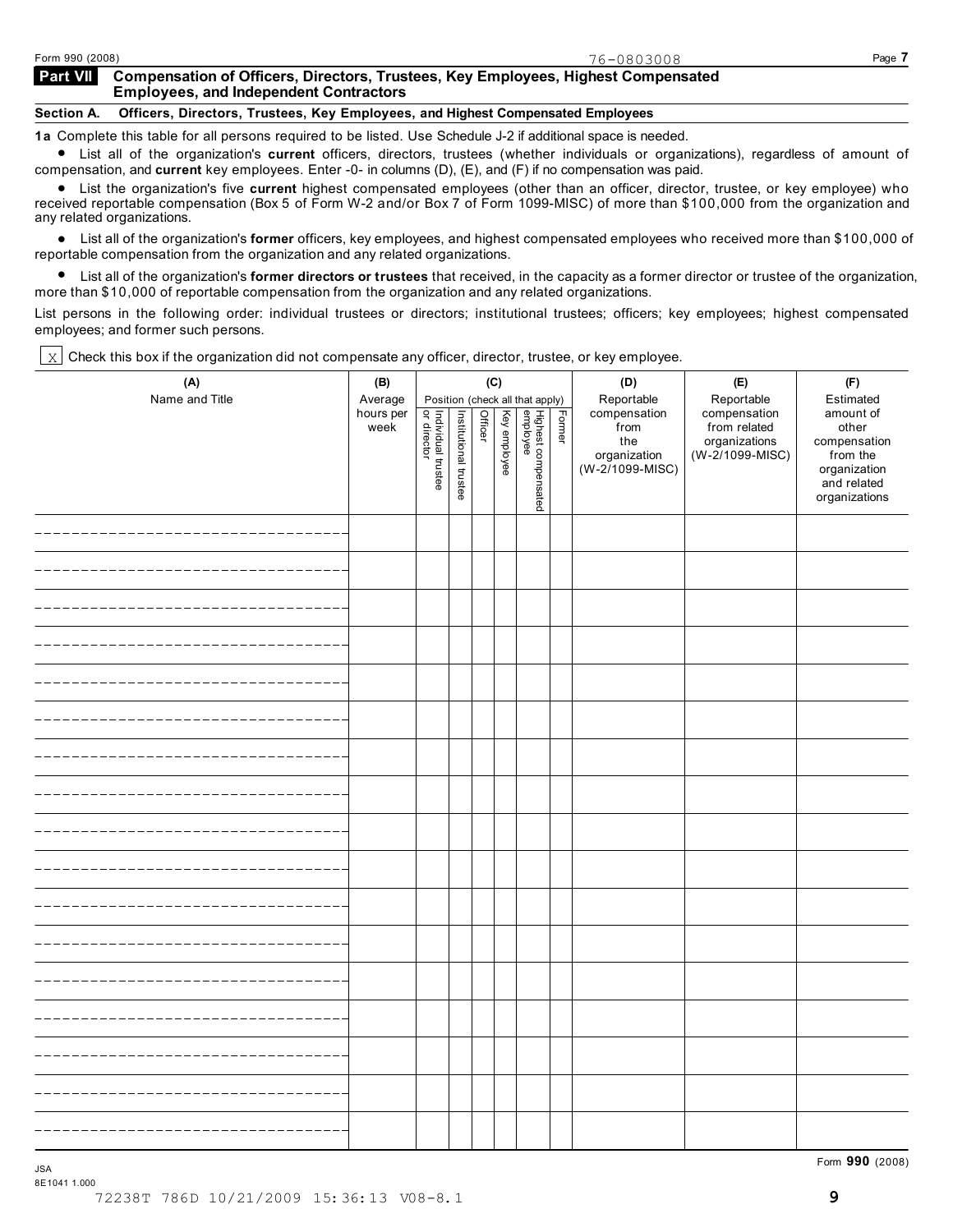Form 990 (2008) 76-0803008

## Part VII Compensation of Officers, Directors, Trustees, Key Employees, Highest Compensated Employees, and Independent Contractors

### Section A. Officers, Directors, Trustees, Key Employees, and Highest Compensated Employees

**1a** Complete this table for all persons required to be listed. Use Schedule J-2 if additional space is needed.

- List all of the organization's **current** officers, directors, trustees (whether individuals or organizations), regardless of amount of compensation, and **current** key employees. Enter -0- in columns (D), (E), and (F) if no compensation was paid.
- List the organization's five **current** highest compensated employees (other than an officer, director, trustee, or key employee) who received reportable compensation (Box 5 of Form W-2 and/or Box 7 of Form 1099-MISC) of more than $100,000 from the organization and any related organizations.
- List all of the organization's **former** officers, key employees, and highest compensated employees who received more than $100,000 of reportable compensation from the organization and any related organizations.
- List all of the organization's **former directors or trustees** that received, in the capacity as a former director or trustee of the organization, more than $10,000 of reportable compensation from the organization and any related organizations.

List persons in the following order: individual trustees or directors; institutional trustees; officers; key employees; highest compensated employees; and former such persons.

X Check this box if the organization did not compensate any officer, director, trustee, or key employee.

| (A) Name and Title | (B) Average hours per week | (C) Position (check all that apply) | | | | | | (D) Reportable compensation from the organization (W-2/1099-MISC) | (E) Reportable compensation from related organizations (W-2/1099-MISC) | (F) Estimated amount of other compensation from the organization and related organizations |
|---|---|---|---|---|---|---|---|---|---|---|
| | | Individual trustee or director | Institutional trustee | Officer | Key employee | Highest compensated employee | Former | | | |
| | | | | | | | | | | |
| | | | | | | | | | | |
| | | | | | | | | | | |
| | | | | | | | | | | |
| | | | | | | | | | | |
| | | | | | | | | | | |
| | | | | | | | | | | |
| | | | | | | | | | | |
| | | | | | | | | | | |
| | | | | | | | | | | |
| | | | | | | | | | | |
| | | | | | | | | | | |
| | | | | | | | | | | |
| | | | | | | | | | | |
| | | | | | | | | | | |
| | | | | | | | | | | |
| | | | | | | | | | | |

Form **990** (2008)

JSA
8E1041 1.000
72238T 786D 10/21/2009 15:36:13 V08-8.1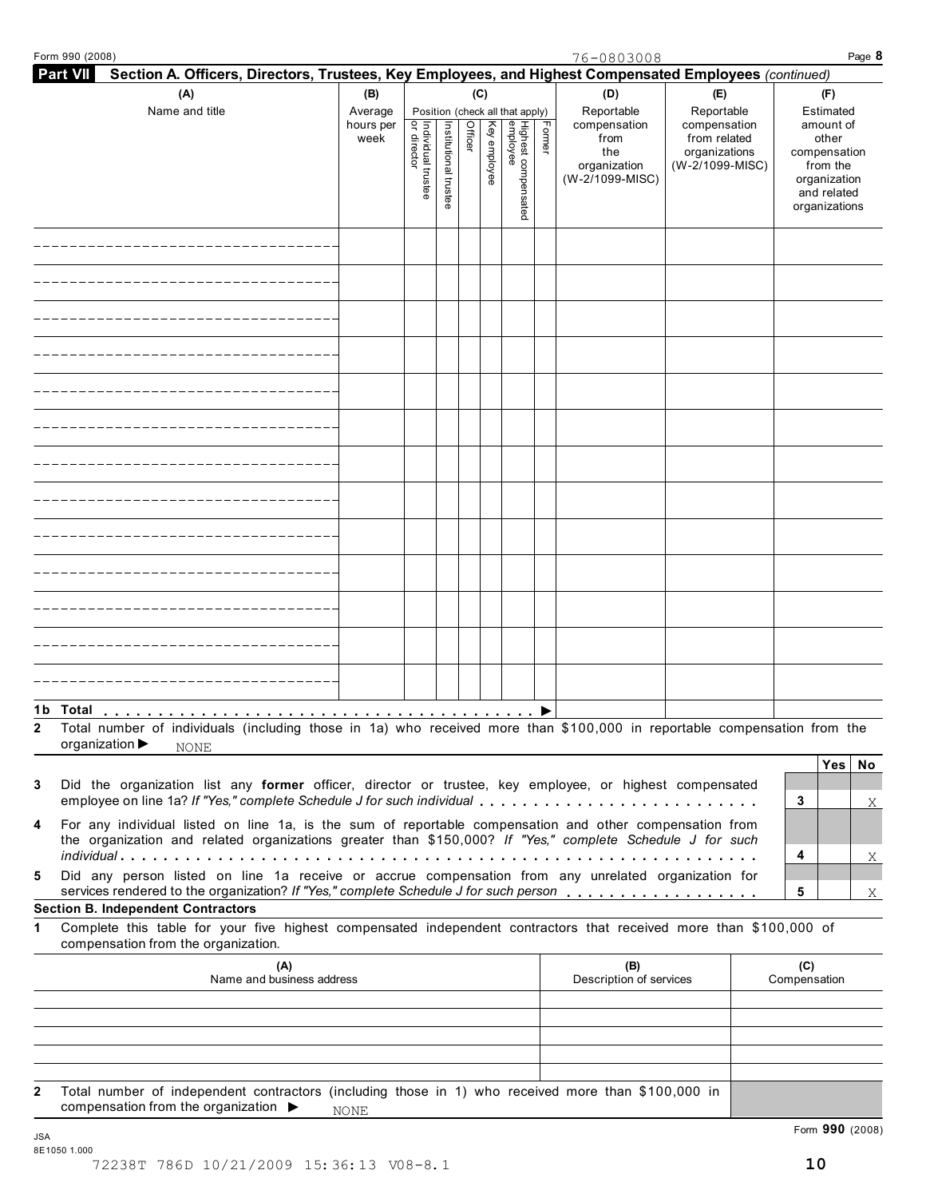Form 990 (2008) 76-0803008

## Part VII Section A. Officers, Directors, Trustees, Key Employees, and Highest Compensated Employees *(continued)*

| (A) Name and title | (B) Average hours per week | (C) Position (check all that apply): Individual trustee or director | Institutional trustee | Officer | Key employee | Highest compensated employee | Former | (D) Reportable compensation from the organization (W-2/1099-MISC) | (E) Reportable compensation from related organizations (W-2/1099-MISC) | (F) Estimated amount of other compensation from the organization and related organizations |
|---|---|---|---|---|---|---|---|---|---|---|
| | | | | | | | | | | |
| | | | | | | | | | | |
| | | | | | | | | | | |
| | | | | | | | | | | |
| | | | | | | | | | | |
| | | | | | | | | | | |
| | | | | | | | | | | |
| | | | | | | | | | | |
| | | | | | | | | | | |
| | | | | | | | | | | |
| | | | | | | | | | | |
| | | | | | | | | | | |
| | | | | | | | | | | |
| **1b Total** | | | | | | | | | | |

**2** Total number of individuals (including those in 1a) who received more than $100,000 in reportable compensation from the organization ▶ NONE

| | | Yes | No |
|---|---|---|---|
| **3** Did the organization list any **former** officer, director or trustee, key employee, or highest compensated employee on line 1a? *If "Yes," complete Schedule J for such individual* | 3 | | X |
| **4** For any individual listed on line 1a, is the sum of reportable compensation and other compensation from the organization and related organizations greater than $150,000? *If "Yes," complete Schedule J for such individual* | 4 | | X |
| **5** Did any person listed on line 1a receive or accrue compensation from any unrelated organization for services rendered to the organization? *If "Yes," complete Schedule J for such person* | 5 | | X |

### Section B. Independent Contractors

**1** Complete this table for your five highest compensated independent contractors that received more than $100,000 of compensation from the organization.

| (A) Name and business address | (B) Description of services | (C) Compensation |
|---|---|---|
| | | |
| | | |
| | | |
| | | |
| | | |

**2** Total number of independent contractors (including those in 1) who received more than $100,000 in compensation from the organization ▶ NONE

Form **990** (2008)

JSA 8E1050 1.000

72238T 786D 10/21/2009 15:36:13 V08-8.1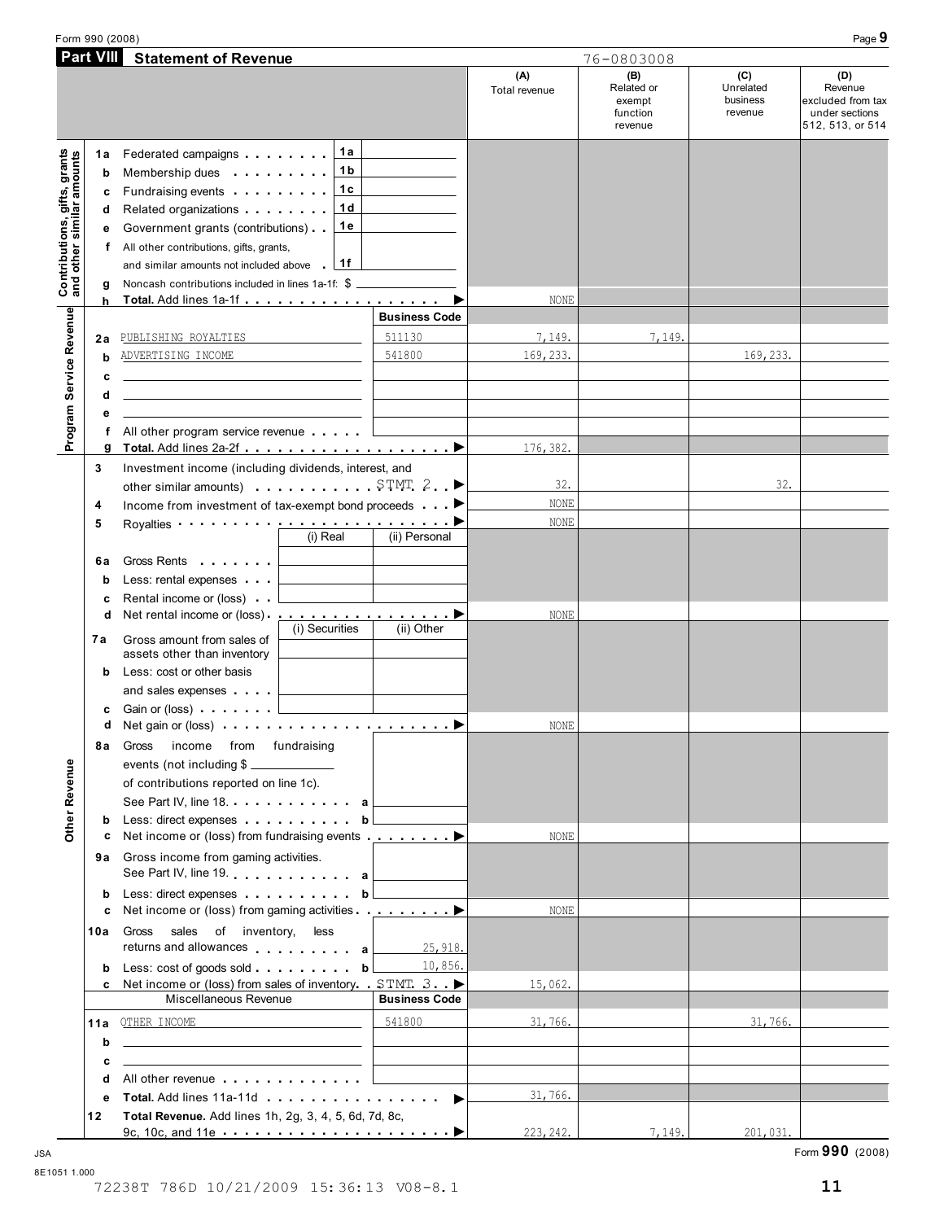Form 990 (2008)

## Part VIII Statement of Revenue

76-0803008

| | | | | (A) Total revenue | (B) Related or exempt function revenue | (C) Unrelated business revenue | (D) Revenue excluded from tax under sections 512, 513, or 514 |
|---|---|---|---|---|---|---|---|
| **Contributions, gifts, grants and other similar amounts** | 1a | Federated campaigns | 1a | | | | |
| | b | Membership dues | 1b | | | | |
| | c | Fundraising events | 1c | | | | |
| | d | Related organizations | 1d | | | | |
| | e | Government grants (contributions) | 1e | | | | |
| | f | All other contributions, gifts, grants, and similar amounts not included above | 1f | | | | |
| | g | Noncash contributions included in lines 1a-1f: $ | | | | | |
| | h | **Total.** Add lines 1a-1f | | NONE | | | |
| **Program Service Revenue** | | | **Business Code** | | | | |
| | 2a | PUBLISHING ROYALTIES | 511130 | 7,149. | 7,149. | | |
| | b | ADVERTISING INCOME | 541800 | 169,233. | | 169,233. | |
| | c | | | | | | |
| | d | | | | | | |
| | e | | | | | | |
| | f | All other program service revenue | | | | | |
| | g | **Total.** Add lines 2a-2f | | 176,382. | | | |
| **Other Revenue** | 3 | Investment income (including dividends, interest, and other similar amounts) STMT 2 | | 32. | | 32. | |
| | 4 | Income from investment of tax-exempt bond proceeds | | NONE | | | |
| | 5 | Royalties | | NONE | | | |
| | | | (i) Real / (ii) Personal | | | | |
| | 6a | Gross Rents | | | | | |
| | b | Less: rental expenses | | | | | |
| | c | Rental income or (loss) | | | | | |
| | d | Net rental income or (loss) | | NONE | | | |
| | | | (i) Securities / (ii) Other | | | | |
| | 7a | Gross amount from sales of assets other than inventory | | | | | |
| | b | Less: cost or other basis and sales expenses | | | | | |
| | c | Gain or (loss) | | | | | |
| | d | Net gain or (loss) | | NONE | | | |
| | 8a | Gross income from fundraising events (not including $ ______ of contributions reported on line 1c). See Part IV, line 18. a | | | | | |
| | b | Less: direct expenses b | | | | | |
| | c | Net income or (loss) from fundraising events | | NONE | | | |
| | 9a | Gross income from gaming activities. See Part IV, line 19. a | | | | | |
| | b | Less: direct expenses b | | | | | |
| | c | Net income or (loss) from gaming activities | | NONE | | | |
| | 10a | Gross sales of inventory, less returns and allowances a | 25,918. | | | | |
| | b | Less: cost of goods sold b | 10,856. | | | | |
| | c | Net income or (loss) from sales of inventory. STMT 3 | | 15,062. | | | |
| | | Miscellaneous Revenue | **Business Code** | | | | |
| | 11a | OTHER INCOME | 541800 | 31,766. | | 31,766. | |
| | b | | | | | | |
| | c | | | | | | |
| | d | All other revenue | | | | | |
| | e | **Total.** Add lines 11a-11d | | 31,766. | | | |
| | 12 | **Total Revenue.** Add lines 1h, 2g, 3, 4, 5, 6d, 7d, 8c, 9c, 10c, and 11e | | 223,242. | 7,149. | 201,031. | |

JSA 8E1051 1.000

Form **990** (2008)

72238T 786D 10/21/2009 15:36:13 V08-8.1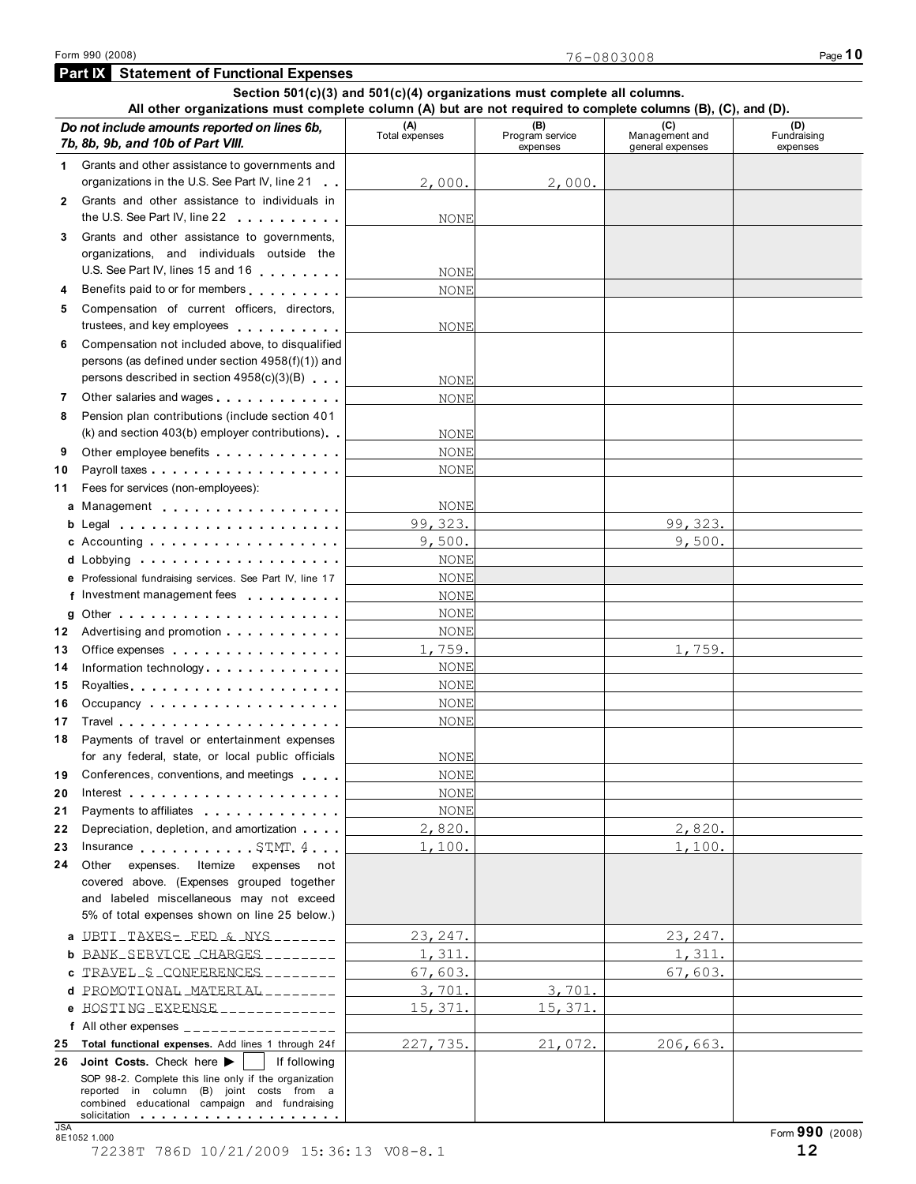Form 990 (2008) 76-0803008

## Part IX Statement of Functional Expenses

**Section 501(c)(3) and 501(c)(4) organizations must complete all columns.**
**All other organizations must complete column (A) but are not required to complete columns (B), (C), and (D).**

| *Do not include amounts reported on lines 6b, 7b, 8b, 9b, and 10b of Part VIII.* | (A) Total expenses | (B) Program service expenses | (C) Management and general expenses | (D) Fundraising expenses |
|---|---|---|---|---|
| 1 Grants and other assistance to governments and organizations in the U.S. See Part IV, line 21 | 2,000. | 2,000. | | |
| 2 Grants and other assistance to individuals in the U.S. See Part IV, line 22 | NONE | | | |
| 3 Grants and other assistance to governments, organizations, and individuals outside the U.S. See Part IV, lines 15 and 16 | NONE | | | |
| 4 Benefits paid to or for members | NONE | | | |
| 5 Compensation of current officers, directors, trustees, and key employees | NONE | | | |
| 6 Compensation not included above, to disqualified persons (as defined under section 4958(f)(1)) and persons described in section 4958(c)(3)(B) | NONE | | | |
| 7 Other salaries and wages | NONE | | | |
| 8 Pension plan contributions (include section 401 (k) and section 403(b) employer contributions) | NONE | | | |
| 9 Other employee benefits | NONE | | | |
| 10 Payroll taxes | NONE | | | |
| 11 Fees for services (non-employees): | | | | |
| a Management | NONE | | | |
| b Legal | 99,323. | | 99,323. | |
| c Accounting | 9,500. | | 9,500. | |
| d Lobbying | NONE | | | |
| e Professional fundraising services. See Part IV, line 17 | NONE | | | |
| f Investment management fees | NONE | | | |
| g Other | NONE | | | |
| 12 Advertising and promotion | NONE | | | |
| 13 Office expenses | 1,759. | | 1,759. | |
| 14 Information technology | NONE | | | |
| 15 Royalties | NONE | | | |
| 16 Occupancy | NONE | | | |
| 17 Travel | NONE | | | |
| 18 Payments of travel or entertainment expenses for any federal, state, or local public officials | NONE | | | |
| 19 Conferences, conventions, and meetings | NONE | | | |
| 20 Interest | NONE | | | |
| 21 Payments to affiliates | NONE | | | |
| 22 Depreciation, depletion, and amortization | 2,820. | | 2,820. | |
| 23 Insurance STMT 4 | 1,100. | | 1,100. | |
| 24 Other expenses. Itemize expenses not covered above. (Expenses grouped together and labeled miscellaneous may not exceed 5% of total expenses shown on line 25 below.) | | | | |
| a UBTI TAXES- FED & NYS | 23,247. | | 23,247. | |
| b BANK SERVICE CHARGES | 1,311. | | 1,311. | |
| c TRAVEL $ CONFERENCES | 67,603. | | 67,603. | |
| d PROMOTIONAL MATERIAL | 3,701. | 3,701. | | |
| e HOSTING EXPENSE | 15,371. | 15,371. | | |
| f All other expenses | | | | |
| 25 **Total functional expenses.** Add lines 1 through 24f | 227,735. | 21,072. | 206,663. | |
| 26 **Joint Costs.** Check here ▶ ☐ If following SOP 98-2. Complete this line only if the organization reported in column (B) joint costs from a combined educational campaign and fundraising solicitation | | | | |

JSA 8E1052 1.000

Form **990** (2008)

72238T 786D 10/21/2009 15:36:13 V08-8.1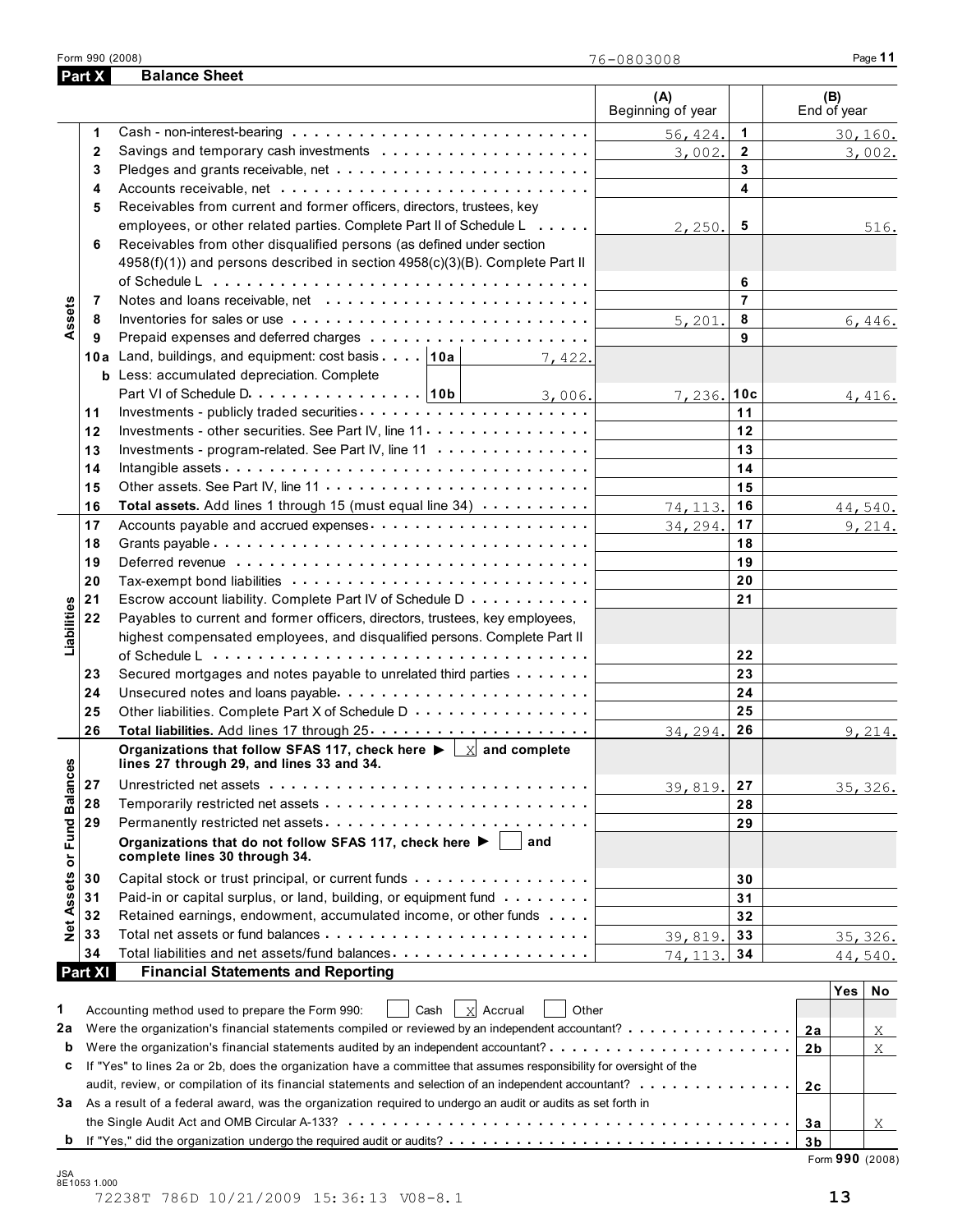Form 990 (2008) 76-0803008

## Part X Balance Sheet

| | | | (A) Beginning of year | | (B) End of year |
|---|---|---|---|---|---|
| **Assets** | 1 | Cash - non-interest-bearing | 56,424. | 1 | 30,160. |
| | 2 | Savings and temporary cash investments | 3,002. | 2 | 3,002. |
| | 3 | Pledges and grants receivable, net | | 3 | |
| | 4 | Accounts receivable, net | | 4 | |
| | 5 | Receivables from current and former officers, directors, trustees, key employees, or other related parties. Complete Part II of Schedule L | 2,250. | 5 | 516. |
| | 6 | Receivables from other disqualified persons (as defined under section 4958(f)(1)) and persons described in section 4958(c)(3)(B). Complete Part II of Schedule L | | 6 | |
| | 7 | Notes and loans receivable, net | | 7 | |
| | 8 | Inventories for sales or use | 5,201. | 8 | 6,446. |
| | 9 | Prepaid expenses and deferred charges | | 9 | |
| | 10a | Land, buildings, and equipment: cost basis 10a 7,422. | | | |
| | b | Less: accumulated depreciation. Complete Part VI of Schedule D 10b 3,006. | 7,236. | 10c | 4,416. |
| | 11 | Investments - publicly traded securities | | 11 | |
| | 12 | Investments - other securities. See Part IV, line 11 | | 12 | |
| | 13 | Investments - program-related. See Part IV, line 11 | | 13 | |
| | 14 | Intangible assets | | 14 | |
| | 15 | Other assets. See Part IV, line 11 | | 15 | |
| | 16 | **Total assets.** Add lines 1 through 15 (must equal line 34) | 74,113. | 16 | 44,540. |
| **Liabilities** | 17 | Accounts payable and accrued expenses | 34,294. | 17 | 9,214. |
| | 18 | Grants payable | | 18 | |
| | 19 | Deferred revenue | | 19 | |
| | 20 | Tax-exempt bond liabilities | | 20 | |
| | 21 | Escrow account liability. Complete Part IV of Schedule D | | 21 | |
| | 22 | Payables to current and former officers, directors, trustees, key employees, highest compensated employees, and disqualified persons. Complete Part II of Schedule L | | 22 | |
| | 23 | Secured mortgages and notes payable to unrelated third parties | | 23 | |
| | 24 | Unsecured notes and loans payable | | 24 | |
| | 25 | Other liabilities. Complete Part X of Schedule D | | 25 | |
| | 26 | **Total liabilities.** Add lines 17 through 25 | 34,294. | 26 | 9,214. |
| **Net Assets or Fund Balances** | | **Organizations that follow SFAS 117, check here ▶ [X] and complete lines 27 through 29, and lines 33 and 34.** | | | |
| | 27 | Unrestricted net assets | 39,819. | 27 | 35,326. |
| | 28 | Temporarily restricted net assets | | 28 | |
| | 29 | Permanently restricted net assets | | 29 | |
| | | **Organizations that do not follow SFAS 117, check here ▶ [ ] and complete lines 30 through 34.** | | | |
| | 30 | Capital stock or trust principal, or current funds | | 30 | |
| | 31 | Paid-in or capital surplus, or land, building, or equipment fund | | 31 | |
| | 32 | Retained earnings, endowment, accumulated income, or other funds | | 32 | |
| | 33 | Total net assets or fund balances | 39,819. | 33 | 35,326. |
| | 34 | Total liabilities and net assets/fund balances | 74,113. | 34 | 44,540. |

## Part XI Financial Statements and Reporting

| | | | Yes | No |
|---|---|---|---|---|
| 1 | Accounting method used to prepare the Form 990: [ ] Cash [X] Accrual [ ] Other | | | |
| 2a | Were the organization's financial statements compiled or reviewed by an independent accountant? | 2a | | X |
| b | Were the organization's financial statements audited by an independent accountant? | 2b | | X |
| c | If "Yes" to lines 2a or 2b, does the organization have a committee that assumes responsibility for oversight of the audit, review, or compilation of its financial statements and selection of an independent accountant? | 2c | | |
| 3a | As a result of a federal award, was the organization required to undergo an audit or audits as set forth in the Single Audit Act and OMB Circular A-133? | 3a | | X |
| b | If "Yes," did the organization undergo the required audit or audits? | 3b | | |

Form **990** (2008)

JSA 8E1053 1.000

72238T 786D 10/21/2009 15:36:13 V08-8.1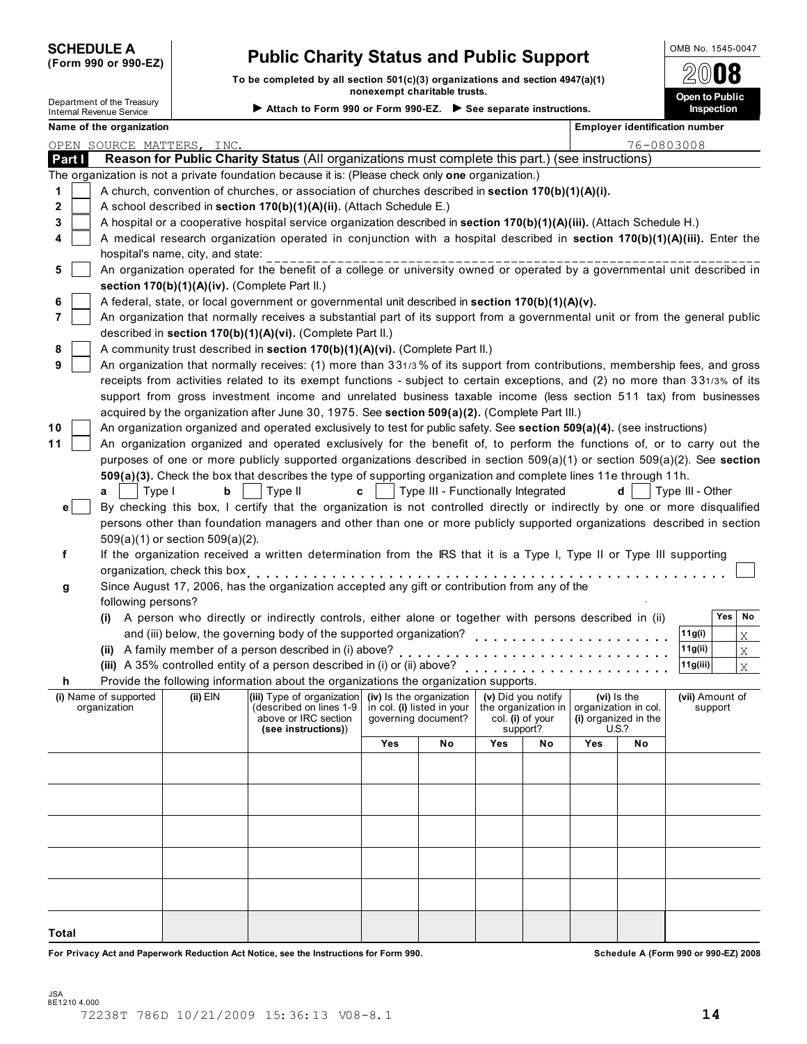**SCHEDULE A**
**(Form 990 or 990-EZ)**

Department of the Treasury
Internal Revenue Service

# Public Charity Status and Public Support

**To be completed by all section 501(c)(3) organizations and section 4947(a)(1) nonexempt charitable trusts.**

▶ **Attach to Form 990 or Form 990-EZ.** ▶ **See separate instructions.**

OMB No. 1545-0047

**2008**

**Open to Public Inspection**

**Name of the organization**
OPEN SOURCE MATTERS, INC.

**Employer identification number**
76-0803008

## Part I Reason for Public Charity Status (All organizations must complete this part.) (see instructions)

The organization is not a private foundation because it is: (Please check only **one** organization.)

1 ☐ A church, convention of churches, or association of churches described in **section 170(b)(1)(A)(i).**

2 ☐ A school described in **section 170(b)(1)(A)(ii).** (Attach Schedule E.)

3 ☐ A hospital or a cooperative hospital service organization described in **section 170(b)(1)(A)(iii).** (Attach Schedule H.)

4 ☐ A medical research organization operated in conjunction with a hospital described in **section 170(b)(1)(A)(iii).** Enter the hospital's name, city, and state: ______________________________

5 ☐ An organization operated for the benefit of a college or university owned or operated by a governmental unit described in **section 170(b)(1)(A)(iv).** (Complete Part II.)

6 ☐ A federal, state, or local government or governmental unit described in **section 170(b)(1)(A)(v).**

7 ☐ An organization that normally receives a substantial part of its support from a governmental unit or from the general public described in **section 170(b)(1)(A)(vi).** (Complete Part II.)

8 ☐ A community trust described in **section 170(b)(1)(A)(vi).** (Complete Part II.)

9 ☐ An organization that normally receives: (1) more than 33 1/3 % of its support from contributions, membership fees, and gross receipts from activities related to its exempt functions - subject to certain exceptions, and (2) no more than 33 1/3% of its support from gross investment income and unrelated business taxable income (less section 511 tax) from businesses acquired by the organization after June 30, 1975. See **section 509(a)(2).** (Complete Part III.)

10 ☐ An organization organized and operated exclusively to test for public safety. See **section 509(a)(4).** (see instructions)

11 ☐ An organization organized and operated exclusively for the benefit of, to perform the functions of, or to carry out the purposes of one or more publicly supported organizations described in section 509(a)(1) or section 509(a)(2). See **section 509(a)(3).** Check the box that describes the type of supporting organization and complete lines 11e through 11h.

**a** ☐ Type I **b** ☐ Type II **c** ☐ Type III - Functionally Integrated **d** ☐ Type III - Other

**e** ☐ By checking this box, I certify that the organization is not controlled directly or indirectly by one or more disqualified persons other than foundation managers and other than one or more publicly supported organizations described in section 509(a)(1) or section 509(a)(2).

**f** If the organization received a written determination from the IRS that it is a Type I, Type II or Type III supporting organization, check this box ☐

**g** Since August 17, 2006, has the organization accepted any gift or contribution from any of the following persons?

| | | Yes | No |
|---|---|---|---|
| **(i)** A person who directly or indirectly controls, either alone or together with persons described in (ii) and (iii) below, the governing body of the supported organization? | **11g(i)** | | X |
| **(ii)** A family member of a person described in (i) above? | **11g(ii)** | | X |
| **(iii)** A 35% controlled entity of a person described in (i) or (ii) above? | **11g(iii)** | | X |

**h** Provide the following information about the organizations the organization supports.

| (i) Name of supported organization | (ii) EIN | (iii) Type of organization (described on lines 1-9 above or IRC section (see instructions)) | (iv) Is the organization in col. (i) listed in your governing document? Yes | No | (v) Did you notify the organization in col. (i) of your support? Yes | No | (vi) Is the organization in col. (i) organized in the U.S.? Yes | No | (vii) Amount of support |
|---|---|---|---|---|---|---|---|---|---|
| | | | | | | | | | |
| | | | | | | | | | |
| | | | | | | | | | |
| | | | | | | | | | |
| | | | | | | | | | |
| **Total** | | | | | | | | | |

**For Privacy Act and Paperwork Reduction Act Notice, see the Instructions for Form 990.** **Schedule A (Form 990 or 990-EZ) 2008**

JSA
8E1210 4.000
72238T 786D 10/21/2009 15:36:13 V08-8.1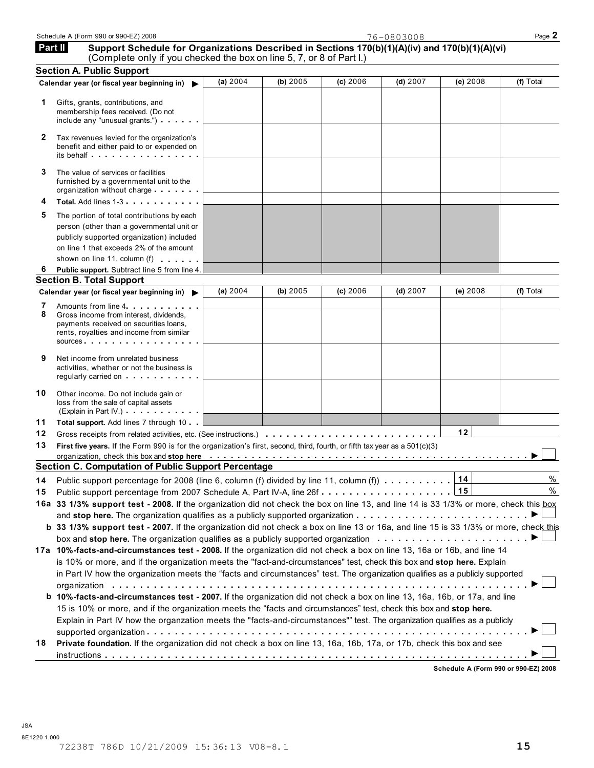Schedule A (Form 990 or 990-EZ) 2008 76-0803008

**Part II** **Support Schedule for Organizations Described in Sections 170(b)(1)(A)(iv) and 170(b)(1)(A)(vi)** (Complete only if you checked the box on line 5, 7, or 8 of Part I.)

## Section A. Public Support

| Calendar year (or fiscal year beginning in) ▶ | (a) 2004 | (b) 2005 | (c) 2006 | (d) 2007 | (e) 2008 | (f) Total |
|---|---|---|---|---|---|---|
| **1** Gifts, grants, contributions, and membership fees received. (Do not include any "unusual grants.") | | | | | | |
| **2** Tax revenues levied for the organization's benefit and either paid to or expended on its behalf | | | | | | |
| **3** The value of services or facilities furnished by a governmental unit to the organization without charge | | | | | | |
| **4** **Total.** Add lines 1-3 | | | | | | |
| **5** The portion of total contributions by each person (other than a governmental unit or publicly supported organization) included on line 1 that exceeds 2% of the amount shown on line 11, column (f) | | | | | | |
| **6** **Public support.** Subtract line 5 from line 4. | | | | | | |

## Section B. Total Support

| Calendar year (or fiscal year beginning in) ▶ | (a) 2004 | (b) 2005 | (c) 2006 | (d) 2007 | (e) 2008 | (f) Total |
|---|---|---|---|---|---|---|
| **7** Amounts from line 4 | | | | | | |
| **8** Gross income from interest, dividends, payments received on securities loans, rents, royalties and income from similar sources | | | | | | |
| **9** Net income from unrelated business activities, whether or not the business is regularly carried on | | | | | | |
| **10** Other income. Do not include gain or loss from the sale of capital assets (Explain in Part IV.) | | | | | | |
| **11** **Total support.** Add lines 7 through 10 | | | | | | |

**12** Gross receipts from related activities, etc. (See instructions.) **12**

**13** **First five years.** If the Form 990 is for the organization's first, second, third, fourth, or fifth tax year as a 501(c)(3) organization, check this box and **stop here** ▶ ☐

## Section C. Computation of Public Support Percentage

**14** Public support percentage for 2008 (line 6, column (f) divided by line 11, column (f)) **14** %

**15** Public support percentage from 2007 Schedule A, Part IV-A, line 26f **15** %

**16a** **33 1/3% support test - 2008.** If the organization did not check the box on line 13, and line 14 is 33 1/3% or more, check this box and **stop here.** The organization qualifies as a publicly supported organization ▶ ☐

**b** **33 1/3% support test - 2007.** If the organization did not check a box on line 13 or 16a, and line 15 is 33 1/3% or more, check this box and **stop here.** The organization qualifies as a publicly supported organization ▶ ☐

**17a** **10%-facts-and-circumstances test - 2008.** If the organization did not check a box on line 13, 16a or 16b, and line 14 is 10% or more, and if the organization meets the "fact-and-circumstances" test, check this box and **stop here.** Explain in Part IV how the organization meets the "facts and circumstances" test. The organization qualifies as a publicly supported organization ▶ ☐

**b** **10%-facts-and-circumstances test - 2007.** If the organization did not check a box on line 13, 16a, 16b, or 17a, and line 15 is 10% or more, and if the organization meets the "facts and circumstances" test, check this box and **stop here.** Explain in Part IV how the organzation meets the "facts-and-circumstances"" test. The organization qualifies as a publicly supported organization ▶ ☐

**18** **Private foundation.** If the organization did not check a box on line 13, 16a, 16b, 17a, or 17b, check this box and see instructions ▶ ☐

**Schedule A (Form 990 or 990-EZ) 2008**

JSA
8E1220 1.000
72238T 786D 10/21/2009 15:36:13 V08-8.1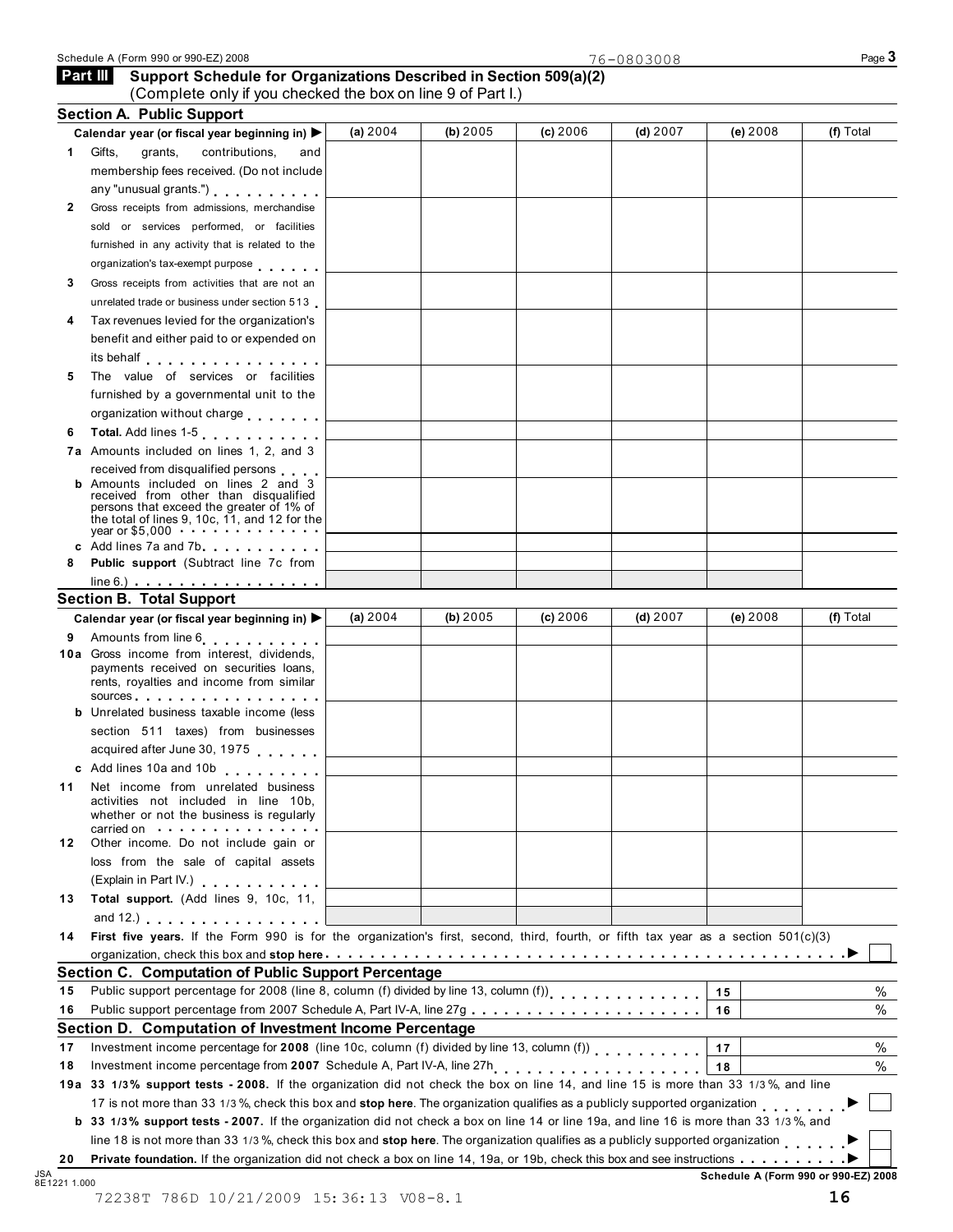Schedule A (Form 990 or 990-EZ) 2008 76-0803008

## Part III Support Schedule for Organizations Described in Section 509(a)(2)

(Complete only if you checked the box on line 9 of Part I.)

### Section A. Public Support

| Calendar year (or fiscal year beginning in) ▶ | (a) 2004 | (b) 2005 | (c) 2006 | (d) 2007 | (e) 2008 | (f) Total |
|---|---|---|---|---|---|---|
| 1 Gifts, grants, contributions, and membership fees received. (Do not include any "unusual grants.") | | | | | | |
| 2 Gross receipts from admissions, merchandise sold or services performed, or facilities furnished in any activity that is related to the organization's tax-exempt purpose | | | | | | |
| 3 Gross receipts from activities that are not an unrelated trade or business under section 513 | | | | | | |
| 4 Tax revenues levied for the organization's benefit and either paid to or expended on its behalf | | | | | | |
| 5 The value of services or facilities furnished by a governmental unit to the organization without charge | | | | | | |
| 6 **Total.** Add lines 1-5 | | | | | | |
| 7a Amounts included on lines 1, 2, and 3 received from disqualified persons | | | | | | |
| b Amounts included on lines 2 and 3 received from other than disqualified persons that exceed the greater of 1% of the total of lines 9, 10c, 11, and 12 for the year or $5,000 | | | | | | |
| c Add lines 7a and 7b | | | | | | |
| 8 **Public support** (Subtract line 7c from line 6.) | | | | | | |

### Section B. Total Support

| Calendar year (or fiscal year beginning in) ▶ | (a) 2004 | (b) 2005 | (c) 2006 | (d) 2007 | (e) 2008 | (f) Total |
|---|---|---|---|---|---|---|
| 9 Amounts from line 6 | | | | | | |
| 10a Gross income from interest, dividends, payments received on securities loans, rents, royalties and income from similar sources | | | | | | |
| b Unrelated business taxable income (less section 511 taxes) from businesses acquired after June 30, 1975 | | | | | | |
| c Add lines 10a and 10b | | | | | | |
| 11 Net income from unrelated business activities not included in line 10b, whether or not the business is regularly carried on | | | | | | |
| 12 Other income. Do not include gain or loss from the sale of capital assets (Explain in Part IV.) | | | | | | |
| 13 **Total support.** (Add lines 9, 10c, 11, and 12.) | | | | | | |

14 **First five years.** If the Form 990 is for the organization's first, second, third, fourth, or fifth tax year as a section 501(c)(3) organization, check this box and **stop here** ▶ ☐

### Section C. Computation of Public Support Percentage

| | | | |
|---|---|---|---|
| 15 | Public support percentage for 2008 (line 8, column (f) divided by line 13, column (f)) | 15 | % |
| 16 | Public support percentage from 2007 Schedule A, Part IV-A, line 27g | 16 | % |

### Section D. Computation of Investment Income Percentage

| | | | |
|---|---|---|---|
| 17 | Investment income percentage for **2008** (line 10c, column (f) divided by line 13, column (f)) | 17 | % |
| 18 | Investment income percentage from **2007** Schedule A, Part IV-A, line 27h | 18 | % |

19a **33 1/3% support tests - 2008.** If the organization did not check the box on line 14, and line 15 is more than 33 1/3%, and line 17 is not more than 33 1/3%, check this box and **stop here**. The organization qualifies as a publicly supported organization ▶ ☐

b **33 1/3% support tests - 2007.** If the organization did not check a box on line 14 or line 19a, and line 16 is more than 33 1/3%, and line 18 is not more than 33 1/3%, check this box and **stop here**. The organization qualifies as a publicly supported organization ▶ ☐

20 **Private foundation.** If the organization did not check a box on line 14, 19a, or 19b, check this box and see instructions ▶ ☐

JSA 8E1221 1.000

Schedule A (Form 990 or 990-EZ) 2008

72238T 786D 10/21/2009 15:36:13 V08-8.1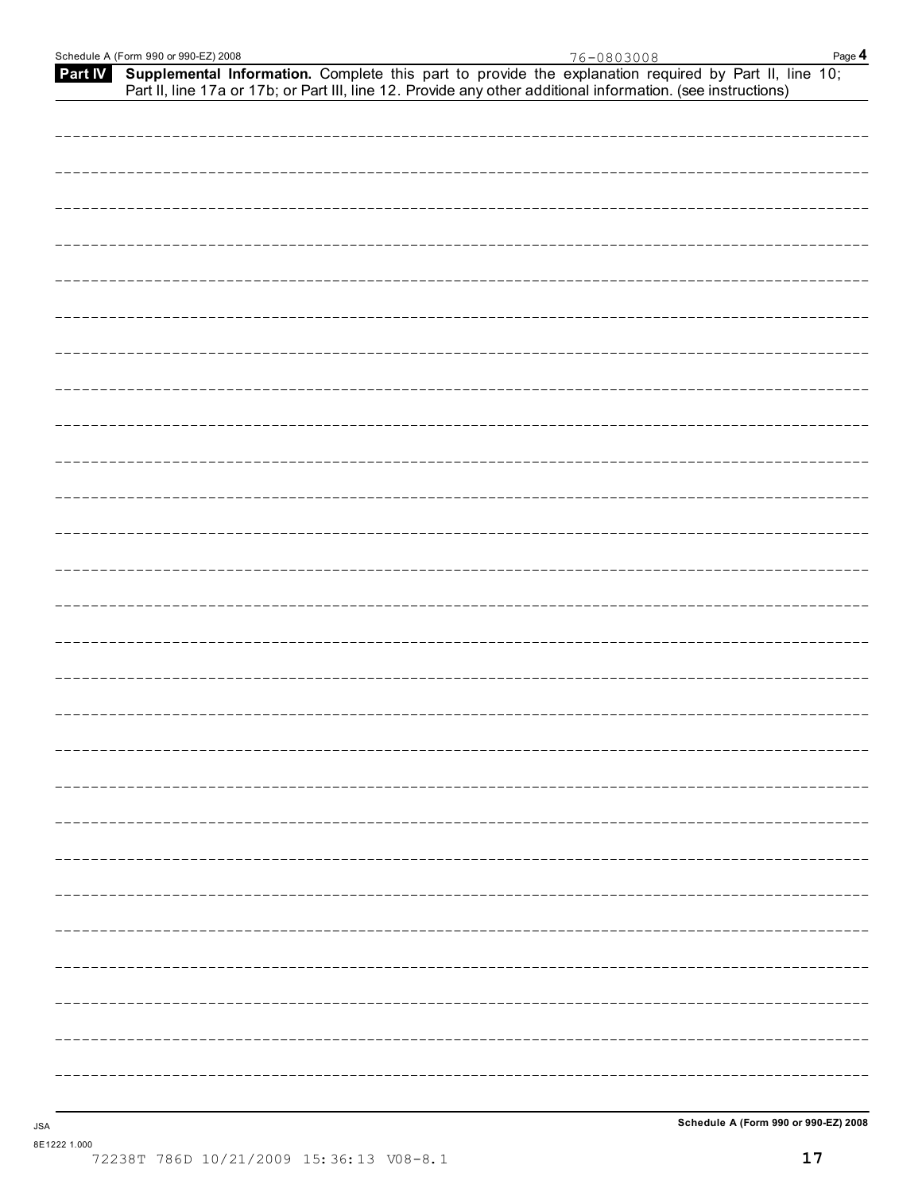**Part IV** **Supplemental Information.** Complete this part to provide the explanation required by Part II, line 10; Part II, line 17a or 17b; or Part III, line 12. Provide any other additional information. (see instructions)

76-0803008

JSA
8E1222 1.000
72238T 786D 10/21/2009 15:36:13 V08-8.1

**Schedule A (Form 990 or 990-EZ) 2008**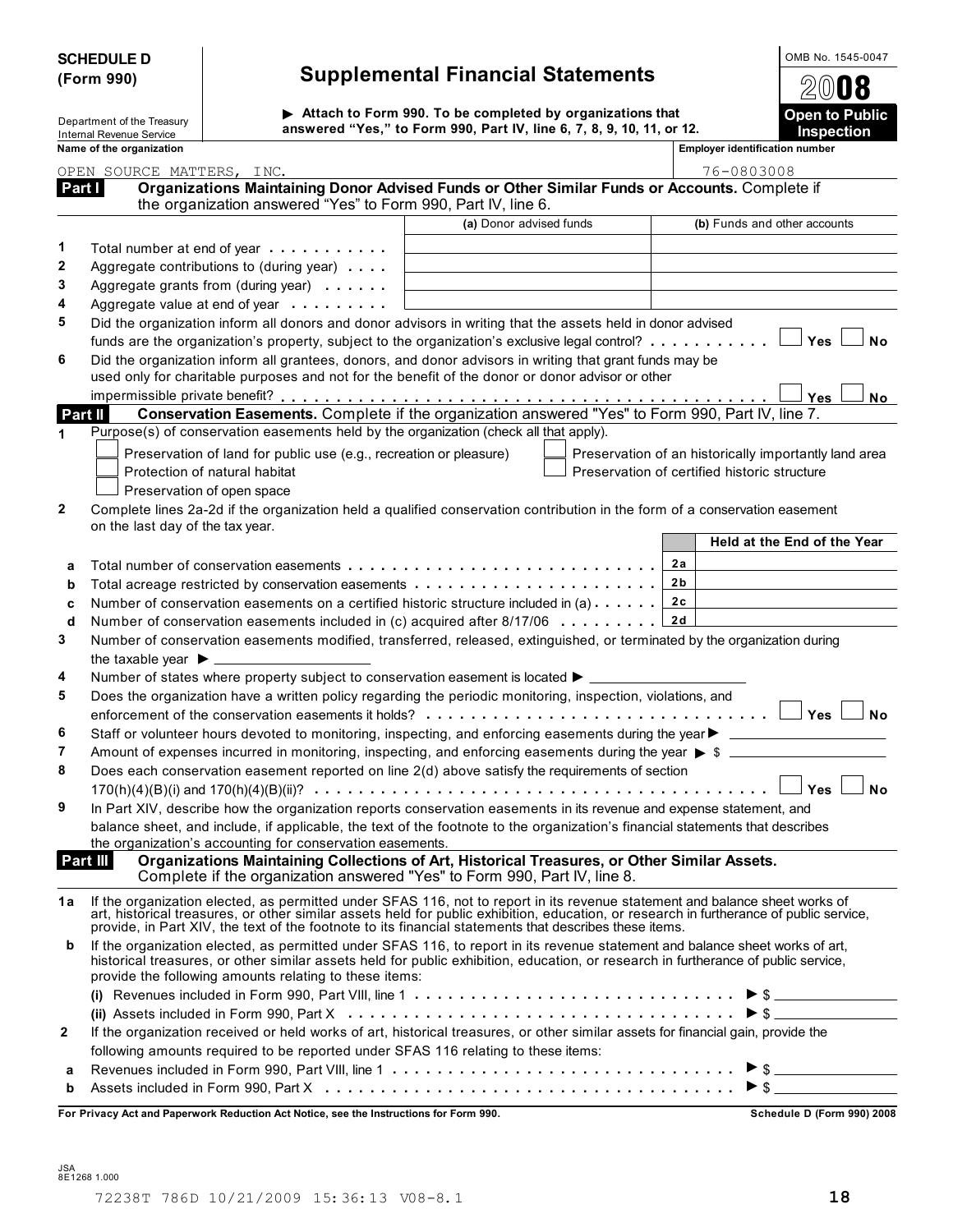# SCHEDULE D (Form 990)

# Supplemental Financial Statements

OMB No. 1545-0047

2008

Department of the Treasury
Internal Revenue Service

▶ Attach to Form 990. To be completed by organizations that answered "Yes," to Form 990, Part IV, line 6, 7, 8, 9, 10, 11, or 12.

**Open to Public Inspection**

| Name of the organization | Employer identification number |
|---|---|
| OPEN SOURCE MATTERS, INC. | 76-0803008 |

## Part I Organizations Maintaining Donor Advised Funds or Other Similar Funds or Accounts. 

Complete if the organization answered "Yes" to Form 990, Part IV, line 6.

| | | (a) Donor advised funds | (b) Funds and other accounts |
|---|---|---|---|
| 1 | Total number at end of year | | |
| 2 | Aggregate contributions to (during year) | | |
| 3 | Aggregate grants from (during year) | | |
| 4 | Aggregate value at end of year | | |

5 Did the organization inform all donors and donor advisors in writing that the assets held in donor advised funds are the organization's property, subject to the organization's exclusive legal control? ☐ Yes ☐ No

6 Did the organization inform all grantees, donors, and donor advisors in writing that grant funds may be used only for charitable purposes and not for the benefit of the donor or donor advisor or other impermissible private benefit? ☐ Yes ☐ No

## Part II Conservation Easements. 

Complete if the organization answered "Yes" to Form 990, Part IV, line 7.

1 Purpose(s) of conservation easements held by the organization (check all that apply).

- ☐ Preservation of land for public use (e.g., recreation or pleasure)
- ☐ Protection of natural habitat
- ☐ Preservation of open space
- ☐ Preservation of an historically importantly land area
- ☐ Preservation of certified historic structure

2 Complete lines 2a-2d if the organization held a qualified conservation contribution in the form of a conservation easement on the last day of the tax year.

| | | | Held at the End of the Year |
|---|---|---|---|
| a | Total number of conservation easements | 2a | |
| b | Total acreage restricted by conservation easements | 2b | |
| c | Number of conservation easements on a certified historic structure included in (a) | 2c | |
| d | Number of conservation easements included in (c) acquired after 8/17/06 | 2d | |

3 Number of conservation easements modified, transferred, released, extinguished, or terminated by the organization during the taxable year ▶ ____________

4 Number of states where property subject to conservation easement is located ▶ ____________

5 Does the organization have a written policy regarding the periodic monitoring, inspection, violations, and enforcement of the conservation easements it holds? ☐ Yes ☐ No

6 Staff or volunteer hours devoted to monitoring, inspecting, and enforcing easements during the year ▶ ____________

7 Amount of expenses incurred in monitoring, inspecting, and enforcing easements during the year ▶ $ ____________

8 Does each conservation easement reported on line 2(d) above satisfy the requirements of section 170(h)(4)(B)(i) and 170(h)(4)(B)(ii)? ☐ Yes ☐ No

9 In Part XIV, describe how the organization reports conservation easements in its revenue and expense statement, and balance sheet, and include, if applicable, the text of the footnote to the organization's financial statements that describes the organization's accounting for conservation easements.

## Part III Organizations Maintaining Collections of Art, Historical Treasures, or Other Similar Assets.

Complete if the organization answered "Yes" to Form 990, Part IV, line 8.

1a If the organization elected, as permitted under SFAS 116, not to report in its revenue statement and balance sheet works of art, historical treasures, or other similar assets held for public exhibition, education, or research in furtherance of public service, provide, in Part XIV, the text of the footnote to its financial statements that describes these items.

b If the organization elected, as permitted under SFAS 116, to report in its revenue statement and balance sheet works of art, historical treasures, or other similar assets held for public exhibition, education, or research in furtherance of public service, provide the following amounts relating to these items:

(i) Revenues included in Form 990, Part VIII, line 1 ▶ $ ____________

(ii) Assets included in Form 990, Part X ▶ $ ____________

2 If the organization received or held works of art, historical treasures, or other similar assets for financial gain, provide the following amounts required to be reported under SFAS 116 relating to these items:

a Revenues included in Form 990, Part VIII, line 1 ▶ $ ____________

b Assets included in Form 990, Part X ▶ $ ____________

**For Privacy Act and Paperwork Reduction Act Notice, see the Instructions for Form 990.** **Schedule D (Form 990) 2008**

JSA
8E1268 1.000

72238T 786D 10/21/2009 15:36:13 V08-8.1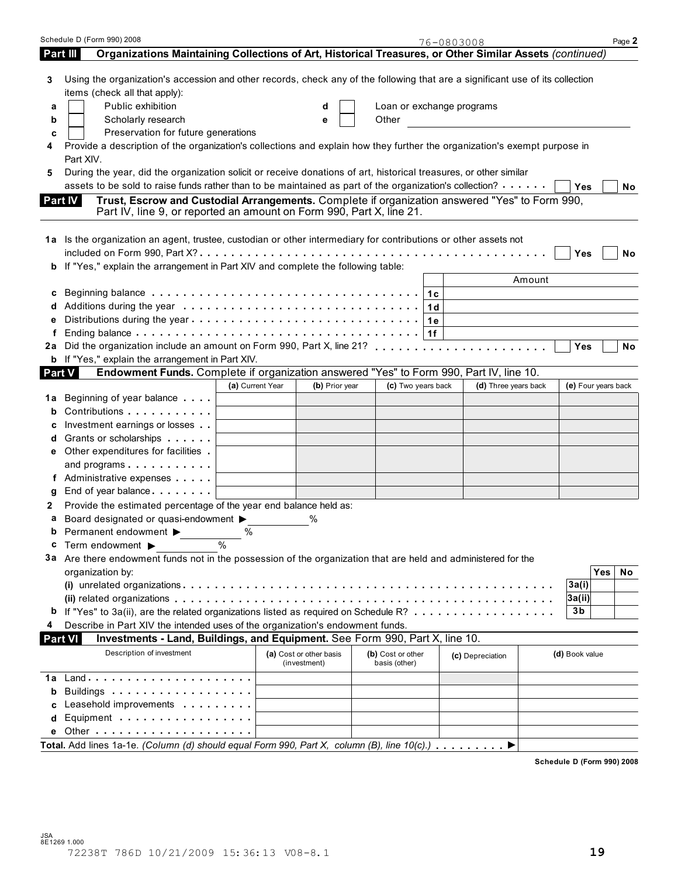76-0803008

## Part III Organizations Maintaining Collections of Art, Historical Treasures, or Other Similar Assets *(continued)*

**3** Using the organization's accession and other records, check any of the following that are a significant use of its collection items (check all that apply):

- **a** ☐ Public exhibition
- **b** ☐ Scholarly research
- **c** ☐ Preservation for future generations
- **d** ☐ Loan or exchange programs
- **e** ☐ Other ________________

**4** Provide a description of the organization's collections and explain how they further the organization's exempt purpose in Part XIV.

**5** During the year, did the organization solicit or receive donations of art, historical treasures, or other similar assets to be sold to raise funds rather than to be maintained as part of the organization's collection? ☐ Yes ☐ No

## Part IV Trust, Escrow and Custodial Arrangements.

Complete if organization answered "Yes" to Form 990, Part IV, line 9, or reported an amount on Form 990, Part X, line 21.

**1a** Is the organization an agent, trustee, custodian or other intermediary for contributions or other assets not included on Form 990, Part X? ☐ Yes ☐ No

**b** If "Yes," explain the arrangement in Part XIV and complete the following table:

| | | Amount |
|---|---|---|
| **c** Beginning balance | 1c | |
| **d** Additions during the year | 1d | |
| **e** Distributions during the year | 1e | |
| **f** Ending balance | 1f | |

**2a** Did the organization include an amount on Form 990, Part X, line 21? ☐ Yes ☐ No

**b** If "Yes," explain the arrangement in Part XIV.

## Part V Endowment Funds.

Complete if organization answered "Yes" to Form 990, Part IV, line 10.

| | (a) Current Year | (b) Prior year | (c) Two years back | (d) Three years back | (e) Four years back |
|---|---|---|---|---|---|
| **1a** Beginning of year balance | | | | | |
| **b** Contributions | | | | | |
| **c** Investment earnings or losses | | | | | |
| **d** Grants or scholarships | | | | | |
| **e** Other expenditures for facilities and programs | | | | | |
| **f** Administrative expenses | | | | | |
| **g** End of year balance | | | | | |

**2** Provide the estimated percentage of the year end balance held as:

- **a** Board designated or quasi-endowment ▶ ________ %
- **b** Permanent endowment ▶ ________ %
- **c** Term endowment ▶ ________ %

**3a** Are there endowment funds not in the possession of the organization that are held and administered for the organization by:

| | | Yes | No |
|---|---|---|---|
| **(i)** unrelated organizations | 3a(i) | | |
| **(ii)** related organizations | 3a(ii) | | |
| **b** If "Yes" to 3a(ii), are the related organizations listed as required on Schedule R? | 3b | | |

**4** Describe in Part XIV the intended uses of the organization's endowment funds.

## Part VI Investments - Land, Buildings, and Equipment.

See Form 990, Part X, line 10.

| Description of investment | (a) Cost or other basis (investment) | (b) Cost or other basis (other) | (c) Depreciation | (d) Book value |
|---|---|---|---|---|
| **1a** Land | | | | |
| **b** Buildings | | | | |
| **c** Leasehold improvements | | | | |
| **d** Equipment | | | | |
| **e** Other | | | | |

**Total.** Add lines 1a-1e. *(Column (d) should equal Form 990, Part X, column (B), line 10(c).)* ▶

**Schedule D (Form 990) 2008**

JSA
8E1269 1.000
72238T 786D 10/21/2009 15:36:13 V08-8.1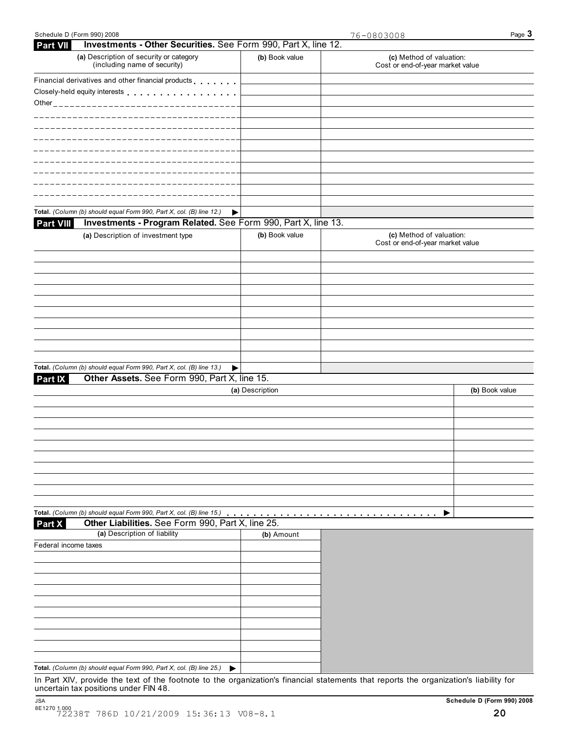Schedule D (Form 990) 2008 76-0803008 Page 3

## Part VII Investments - Other Securities. See Form 990, Part X, line 12.

| (a) Description of security or category (including name of security) | (b) Book value | (c) Method of valuation: Cost or end-of-year market value |
|---|---|---|
| Financial derivatives and other financial products | | |
| Closely-held equity interests | | |
| Other | | |
| | | |
| | | |
| | | |
| | | |
| | | |
| | | |
| | | |
| | | |
| | | |
| **Total.** *(Column (b) should equal Form 990, Part X, col. (B) line 12.)* ▶ | | |

## Part VIII Investments - Program Related. See Form 990, Part X, line 13.

| (a) Description of investment type | (b) Book value | (c) Method of valuation: Cost or end-of-year market value |
|---|---|---|
| | | |
| | | |
| | | |
| | | |
| | | |
| | | |
| | | |
| | | |
| | | |
| | | |
| **Total.** *(Column (b) should equal Form 990, Part X, col. (B) line 13.)* ▶ | | |

## Part IX Other Assets. See Form 990, Part X, line 15.

| (a) Description | (b) Book value |
|---|---|
| | |
| | |
| | |
| | |
| | |
| | |
| | |
| | |
| | |
| | |
| **Total.** *(Column (b) should equal Form 990, Part X, col. (B) line 15.)* ▶ | |

## Part X Other Liabilities. See Form 990, Part X, line 25.

| (a) Description of liability | (b) Amount |
|---|---|
| Federal income taxes | |
| | |
| | |
| | |
| | |
| | |
| | |
| | |
| | |
| | |
| | |
| **Total.** *(Column (b) should equal Form 990, Part X, col. (B) line 25.)* ▶ | |

In Part XIV, provide the text of the footnote to the organization's financial statements that reports the organization's liability for uncertain tax positions under FIN 48.

JSA
8E1270 1.000
72238T 786D 10/21/2009 15:36:13 V08-8.1

Schedule D (Form 990) 2008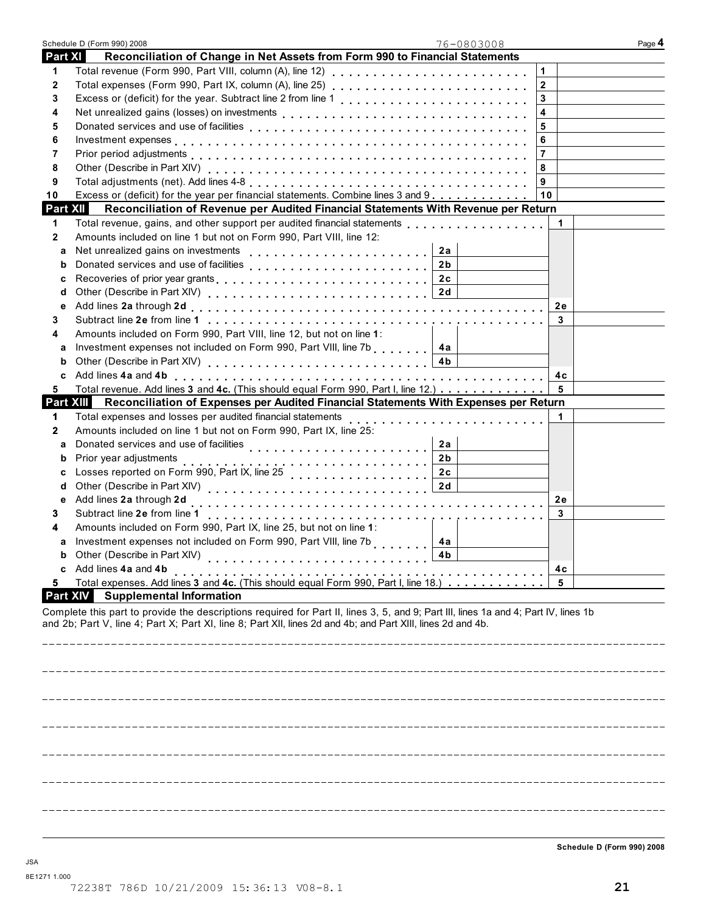Schedule D (Form 990) 2008 76-0803008 Page **4**

## Part XI Reconciliation of Change in Net Assets from Form 990 to Financial Statements

| | | | |
|---|---|---|---|
| 1 | Total revenue (Form 990, Part VIII, column (A), line 12) | 1 | |
| 2 | Total expenses (Form 990, Part IX, column (A), line 25) | 2 | |
| 3 | Excess or (deficit) for the year. Subtract line 2 from line 1 | 3 | |
| 4 | Net unrealized gains (losses) on investments | 4 | |
| 5 | Donated services and use of facilities | 5 | |
| 6 | Investment expenses | 6 | |
| 7 | Prior period adjustments | 7 | |
| 8 | Other (Describe in Part XIV) | 8 | |
| 9 | Total adjustments (net). Add lines 4-8 | 9 | |
| 10 | Excess or (deficit) for the year per financial statements. Combine lines 3 and 9 | 10 | |

## Part XII Reconciliation of Revenue per Audited Financial Statements With Revenue per Return

| | | | | | |
|---|---|---|---|---|---|
| 1 | Total revenue, gains, and other support per audited financial statements | | | 1 | |
| 2 | Amounts included on line 1 but not on Form 990, Part VIII, line 12: | | | | |
| a | Net unrealized gains on investments | 2a | | | |
| b | Donated services and use of facilities | 2b | | | |
| c | Recoveries of prior year grants | 2c | | | |
| d | Other (Describe in Part XIV) | 2d | | | |
| e | Add lines **2a** through **2d** | | | 2e | |
| 3 | Subtract line **2e** from line **1** | | | 3 | |
| 4 | Amounts included on Form 990, Part VIII, line 12, but not on line **1**: | | | | |
| a | Investment expenses not included on Form 990, Part VIII, line 7b | 4a | | | |
| b | Other (Describe in Part XIV) | 4b | | | |
| c | Add lines **4a** and **4b** | | | 4c | |
| 5 | Total revenue. Add lines **3** and **4c.** (This should equal Form 990, Part I, line 12.) | | | 5 | |

## Part XIII Reconciliation of Expenses per Audited Financial Statements With Expenses per Return

| | | | | | |
|---|---|---|---|---|---|
| 1 | Total expenses and losses per audited financial statements | | | 1 | |
| 2 | Amounts included on line 1 but not on Form 990, Part IX, line 25: | | | | |
| a | Donated services and use of facilities | 2a | | | |
| b | Prior year adjustments | 2b | | | |
| c | Losses reported on Form 990, Part IX, line 25 | 2c | | | |
| d | Other (Describe in Part XIV) | 2d | | | |
| e | Add lines **2a** through **2d** | | | 2e | |
| 3 | Subtract line **2e** from line **1** | | | 3 | |
| 4 | Amounts included on Form 990, Part IX, line 25, but not on line **1**: | | | | |
| a | Investment expenses not included on Form 990, Part VIII, line 7b | 4a | | | |
| b | Other (Describe in Part XIV) | 4b | | | |
| c | Add lines **4a** and **4b** | | | 4c | |
| 5 | Total expenses. Add lines **3** and **4c.** (This should equal Form 990, Part I, line 18.) | | | 5 | |

## Part XIV Supplemental Information

Complete this part to provide the descriptions required for Part II, lines 3, 5, and 9; Part III, lines 1a and 4; Part IV, lines 1b and 2b; Part V, line 4; Part X; Part XI, line 8; Part XII, lines 2d and 4b; and Part XIII, lines 2d and 4b.

**Schedule D (Form 990) 2008**

JSA
8E1271 1.000
72238T 786D 10/21/2009 15:36:13 V08-8.1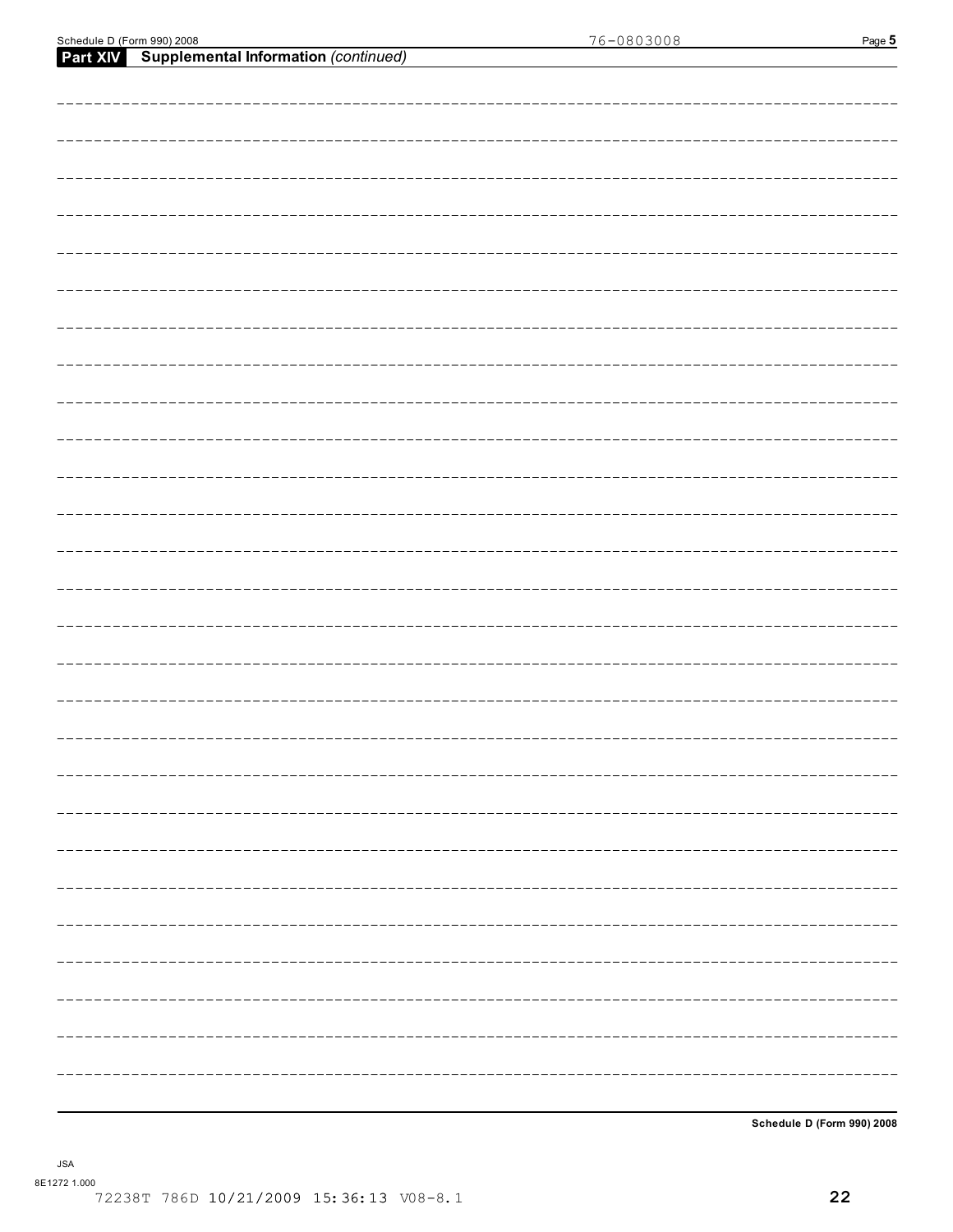## Part XIV Supplemental Information *(continued)*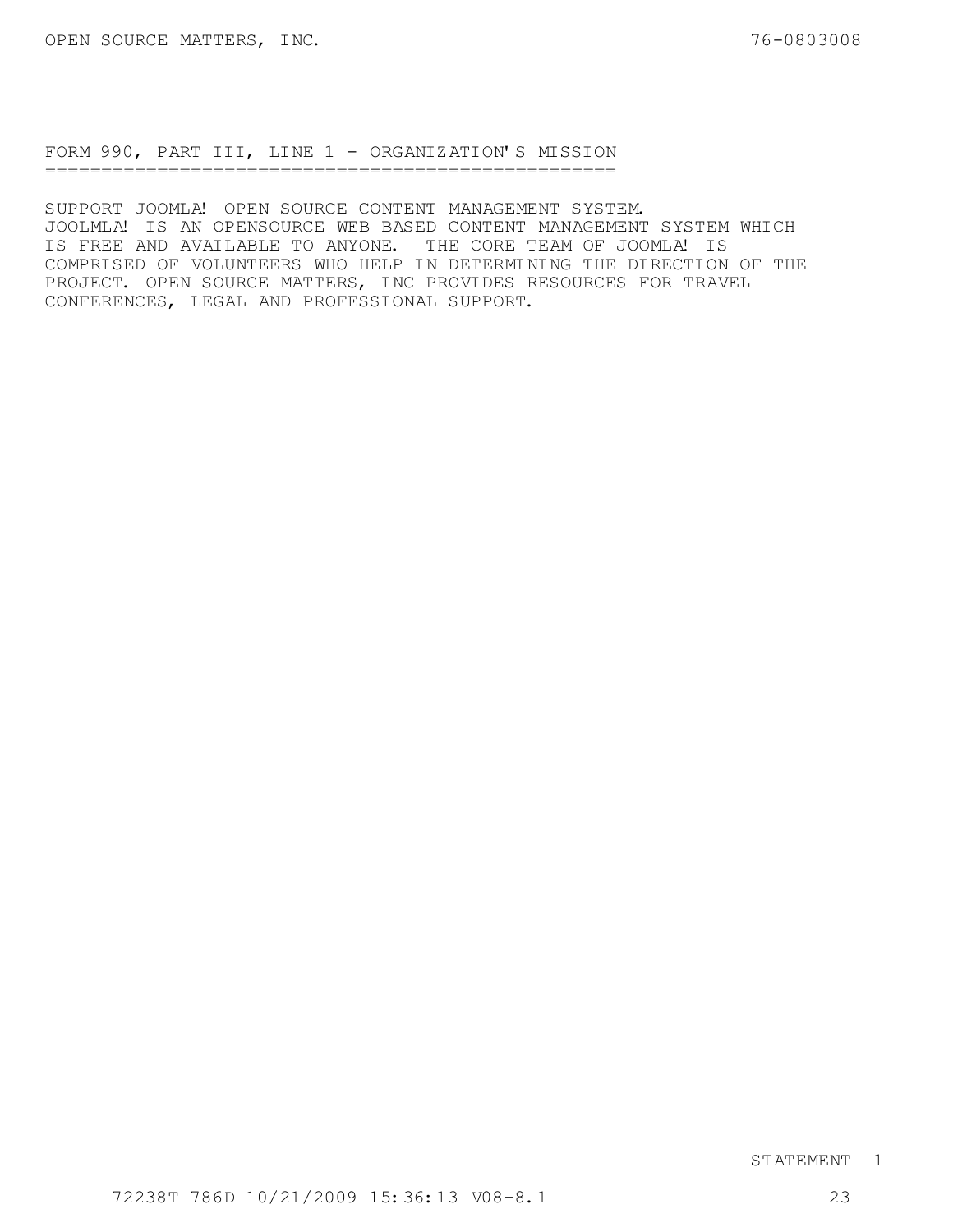## FORM 990, PART III, LINE 1 - ORGANIZATION'S MISSION

SUPPORT JOOMLA! OPEN SOURCE CONTENT MANAGEMENT SYSTEM. JOOLMLA! IS AN OPENSOURCE WEB BASED CONTENT MANAGEMENT SYSTEM WHICH IS FREE AND AVAILABLE TO ANYONE. THE CORE TEAM OF JOOMLA! IS COMPRISED OF VOLUNTEERS WHO HELP IN DETERMINING THE DIRECTION OF THE PROJECT. OPEN SOURCE MATTERS, INC PROVIDES RESOURCES FOR TRAVEL CONFERENCES, LEGAL AND PROFESSIONAL SUPPORT.

STATEMENT 1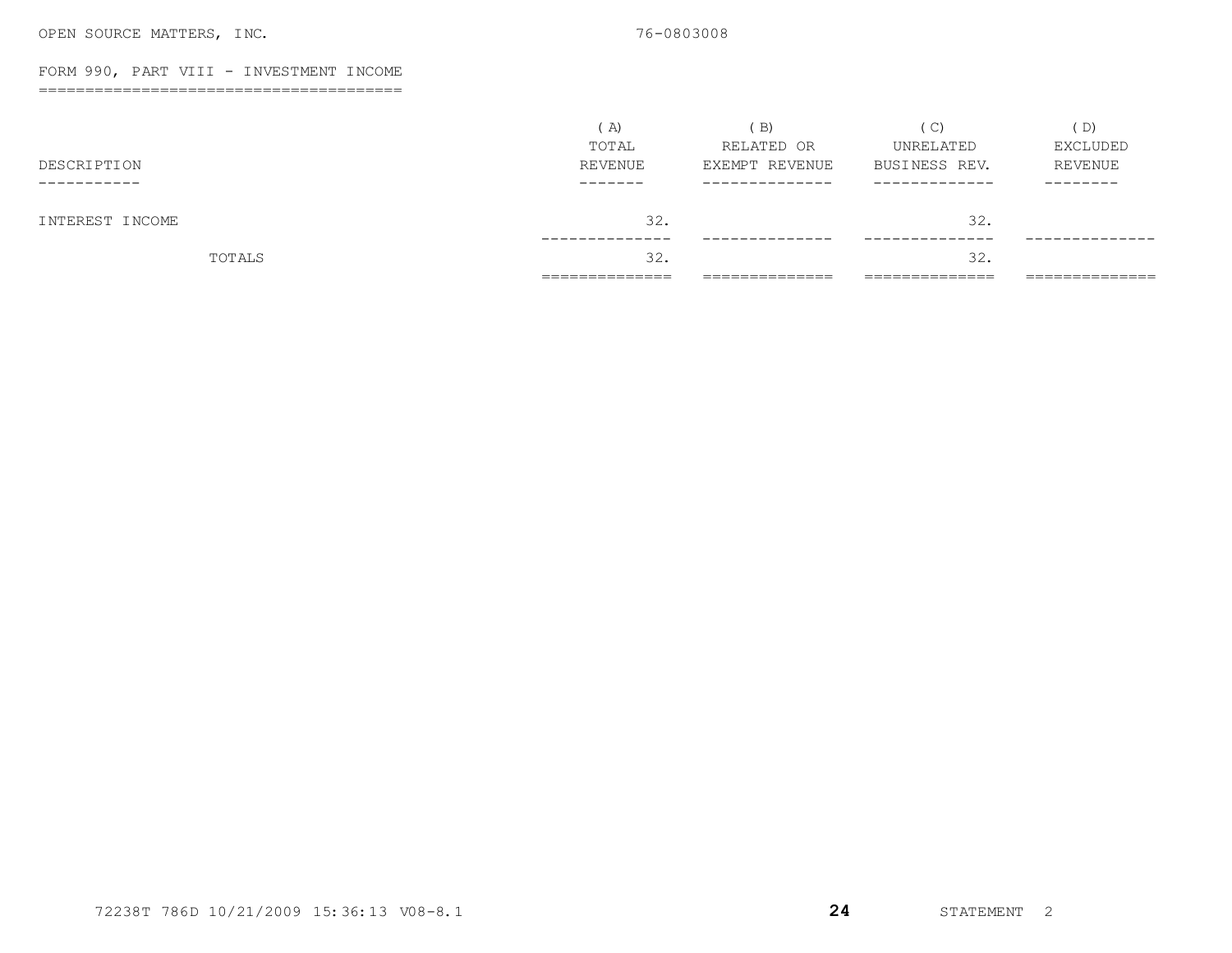OPEN SOURCE MATTERS, INC. 76-0803008

## FORM 990, PART VIII - INVESTMENT INCOME

| DESCRIPTION | (A) TOTAL REVENUE | (B) RELATED OR EXEMPT REVENUE | (C) UNRELATED BUSINESS REV. | (D) EXCLUDED REVENUE |
|---|---|---|---|---|
| INTEREST INCOME | 32. | | 32. | |
| TOTALS | 32. | | 32. | |

72238T 786D 10/21/2009 15:36:13 V08-8.1

STATEMENT 2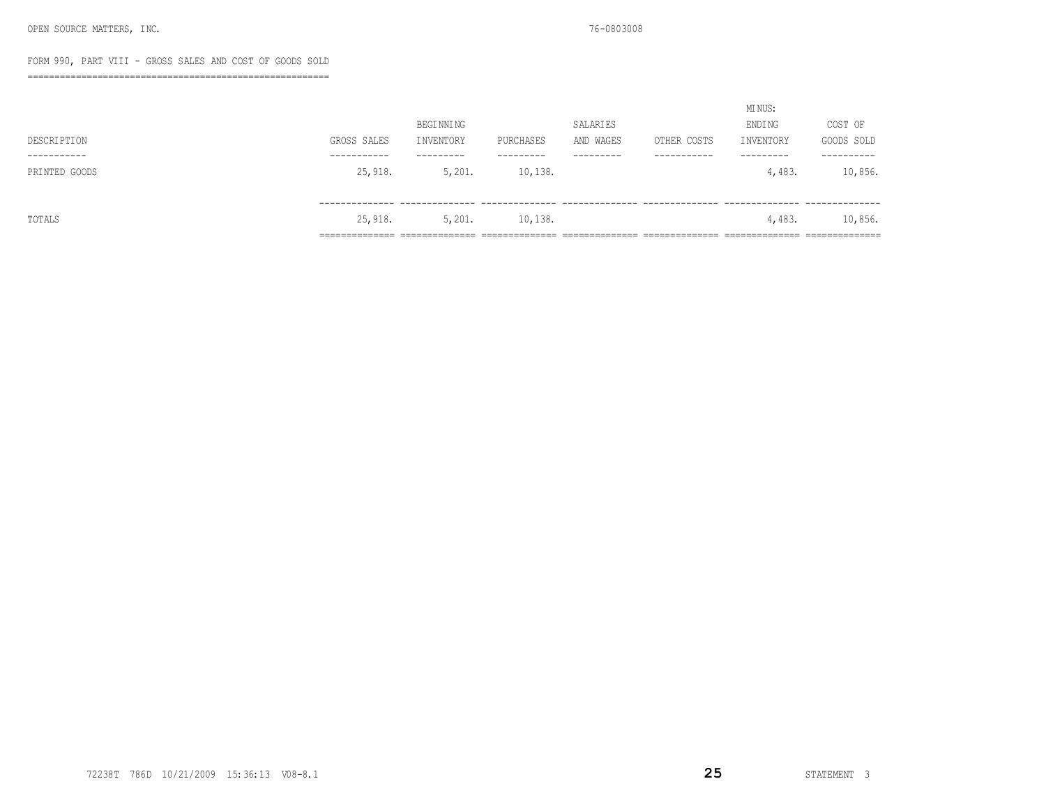OPEN SOURCE MATTERS, INC. 76-0803008

## FORM 990, PART VIII - GROSS SALES AND COST OF GOODS SOLD

| DESCRIPTION | GROSS SALES | BEGINNING INVENTORY | PURCHASES | SALARIES AND WAGES | OTHER COSTS | MINUS: ENDING INVENTORY | COST OF GOODS SOLD |
|---|---|---|---|---|---|---|---|
| PRINTED GOODS | 25,918. | 5,201. | 10,138. | | | 4,483. | 10,856. |
| TOTALS | 25,918. | 5,201. | 10,138. | | | 4,483. | 10,856. |

STATEMENT 3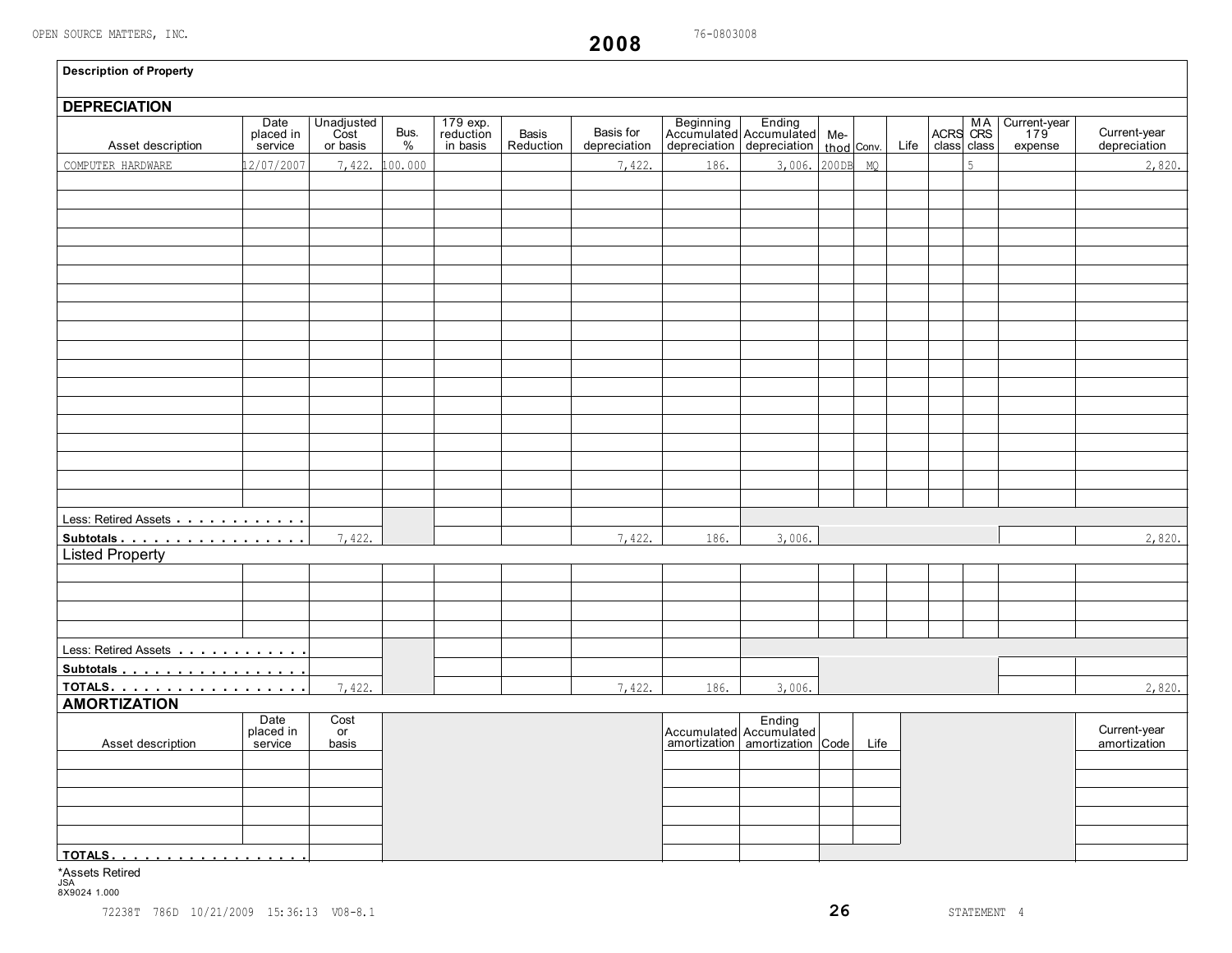OPEN SOURCE MATTERS, INC. 76-0803008

# 2008

**Description of Property**

## DEPRECIATION

| Asset description | Date placed in service | Unadjusted Cost or basis | Bus. % | 179 exp. reduction in basis | Basis Reduction | Basis for depreciation | Beginning Accumulated depreciation | Ending Accumulated depreciation | Method | Conv. | Life | ACRS class | MACRS class | Current-year 179 expense | Current-year depreciation |
|---|---|---|---|---|---|---|---|---|---|---|---|---|---|---|---|
| COMPUTER HARDWARE | 12/07/2007 | 7,422. | 100.000 | | | 7,422. | 186. | 3,006. | 200DB | MQ | | | 5 | | 2,820. |
| Less: Retired Assets | | | | | | | | | | | | | | | |
| **Subtotals** | | 7,422. | | | | 7,422. | 186. | 3,006. | | | | | | | 2,820. |
| **Listed Property** | | | | | | | | | | | | | | | |
| Less: Retired Assets | | | | | | | | | | | | | | | |
| **Subtotals** | | | | | | | | | | | | | | | |
| **TOTALS** | | 7,422. | | | | 7,422. | 186. | 3,006. | | | | | | | 2,820. |

## AMORTIZATION

| Asset description | Date placed in service | Cost or basis | Accumulated amortization | Ending Accumulated amortization | Code | Life | Current-year amortization |
|---|---|---|---|---|---|---|---|
| **TOTALS** | | | | | | | |

*Assets Retired

STATEMENT 4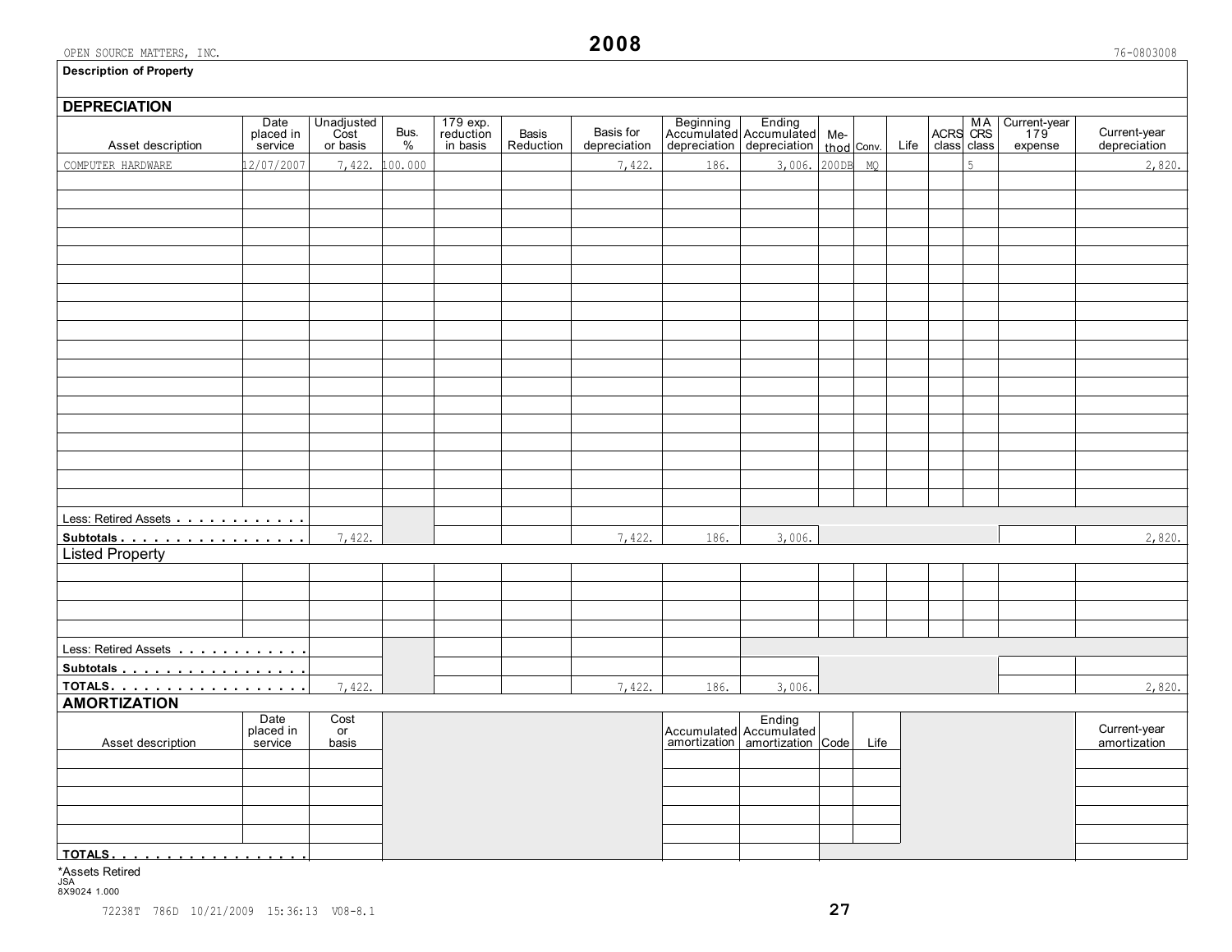OPEN SOURCE MATTERS, INC. **2008** 76-0803008

**Description of Property**

## DEPRECIATION

| Asset description | Date placed in service | Unadjusted Cost or basis | Bus. % | 179 exp. reduction in basis | Basis Reduction | Basis for depreciation | Beginning Accumulated depreciation | Ending Accumulated depreciation | Method | Conv. | Life | ACRS class | MA CRS class | Current-year 179 expense | Current-year depreciation |
|---|---|---|---|---|---|---|---|---|---|---|---|---|---|---|---|
| COMPUTER HARDWARE | 12/07/2007 | 7,422. | 100.000 | | | 7,422. | 186. | 3,006. | 200DB | MQ | | | 5 | | 2,820. |
| Less: Retired Assets | | | | | | | | | | | | | | | |
| Subtotals | | 7,422. | | | | 7,422. | 186. | 3,006. | | | | | | | 2,820. |
| **Listed Property** | | | | | | | | | | | | | | | |
| Less: Retired Assets | | | | | | | | | | | | | | | |
| Subtotals | | | | | | | | | | | | | | | |
| TOTALS | | 7,422. | | | | 7,422. | 186. | 3,006. | | | | | | | 2,820. |

## AMORTIZATION

| Asset description | Date placed in service | Cost or basis | Accumulated amortization | Ending Accumulated amortization | Code | Life | Current-year amortization |
|---|---|---|---|---|---|---|---|
| TOTALS | | | | | | | |

*Assets Retired

JSA
8X9024 1.000

72238T 786D 10/21/2009 15:36:13 V08-8.1